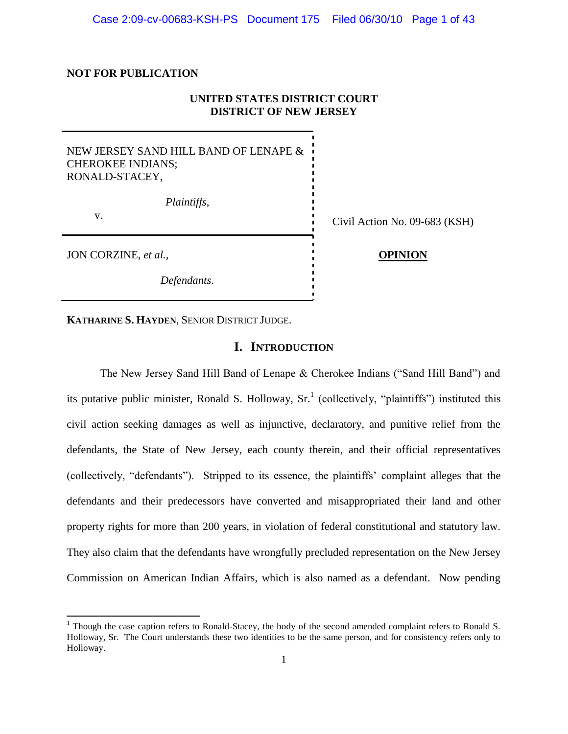**NOT FOR PUBLICATION**

**UNITED STATES DISTRICT COURT**
**DISTRICT OF NEW JERSEY**

| | |
|---|---|
| NEW JERSEY SAND HILL BAND OF LENAPE & CHEROKEE INDIANS; RONALD-STACEY, *Plaintiffs*, v. | Civil Action No. 09-683 (KSH) |
| JON CORZINE, *et al.*, *Defendants*. | **OPINION** |

**KATHARINE S. HAYDEN**, SENIOR DISTRICT JUDGE.

# I. INTRODUCTION

The New Jersey Sand Hill Band of Lenape & Cherokee Indians ("Sand Hill Band") and its putative public minister, Ronald S. Holloway, Sr.[1] (collectively, "plaintiffs") instituted this civil action seeking damages as well as injunctive, declaratory, and punitive relief from the defendants, the State of New Jersey, each county therein, and their official representatives (collectively, "defendants"). Stripped to its essence, the plaintiffs' complaint alleges that the defendants and their predecessors have converted and misappropriated their land and other property rights for more than 200 years, in violation of federal constitutional and statutory law. They also claim that the defendants have wrongfully precluded representation on the New Jersey Commission on American Indian Affairs, which is also named as a defendant. Now pending

---

[1] Though the case caption refers to Ronald-Stacey, the body of the second amended complaint refers to Ronald S. Holloway, Sr. The Court understands these two identities to be the same person, and for consistency refers only to Holloway.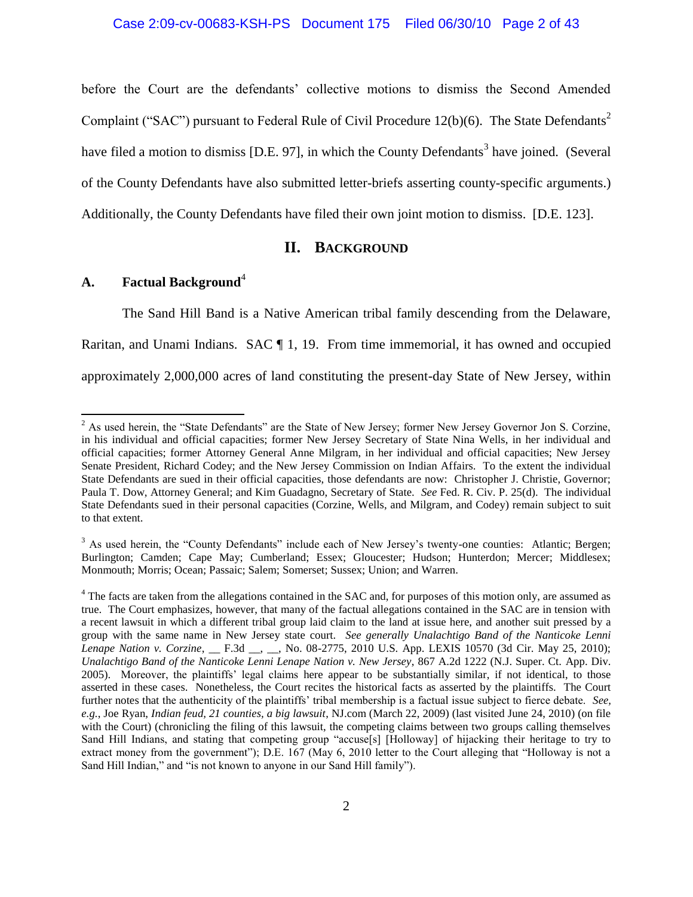before the Court are the defendants' collective motions to dismiss the Second Amended Complaint ("SAC") pursuant to Federal Rule of Civil Procedure 12(b)(6). The State Defendants[2] have filed a motion to dismiss [D.E. 97], in which the County Defendants[3] have joined. (Several of the County Defendants have also submitted letter-briefs asserting county-specific arguments.) Additionally, the County Defendants have filed their own joint motion to dismiss. [D.E. 123].

## II. BACKGROUND

### A. Factual Background[4]

The Sand Hill Band is a Native American tribal family descending from the Delaware, Raritan, and Unami Indians. SAC ¶ 1, 19. From time immemorial, it has owned and occupied approximately 2,000,000 acres of land constituting the present-day State of New Jersey, within

---

[2] As used herein, the "State Defendants" are the State of New Jersey; former New Jersey Governor Jon S. Corzine, in his individual and official capacities; former New Jersey Secretary of State Nina Wells, in her individual and official capacities; former Attorney General Anne Milgram, in her individual and official capacities; New Jersey Senate President, Richard Codey; and the New Jersey Commission on Indian Affairs. To the extent the individual State Defendants are sued in their official capacities, those defendants are now: Christopher J. Christie, Governor; Paula T. Dow, Attorney General; and Kim Guadagno, Secretary of State. *See* Fed. R. Civ. P. 25(d). The individual State Defendants sued in their personal capacities (Corzine, Wells, and Milgram, and Codey) remain subject to suit to that extent.

[3] As used herein, the "County Defendants" include each of New Jersey's twenty-one counties: Atlantic; Bergen; Burlington; Camden; Cape May; Cumberland; Essex; Gloucester; Hudson; Hunterdon; Mercer; Middlesex; Monmouth; Morris; Ocean; Passaic; Salem; Somerset; Sussex; Union; and Warren.

[4] The facts are taken from the allegations contained in the SAC and, for purposes of this motion only, are assumed as true. The Court emphasizes, however, that many of the factual allegations contained in the SAC are in tension with a recent lawsuit in which a different tribal group laid claim to the land at issue here, and another suit pressed by a group with the same name in New Jersey state court. *See generally Unalachtigo Band of the Nanticoke Lenni Lenape Nation v. Corzine*, __ F.3d __, __, No. 08-2775, 2010 U.S. App. LEXIS 10570 (3d Cir. May 25, 2010); *Unalachtigo Band of the Nanticoke Lenni Lenape Nation v. New Jersey*, 867 A.2d 1222 (N.J. Super. Ct. App. Div. 2005). Moreover, the plaintiffs' legal claims here appear to be substantially similar, if not identical, to those asserted in these cases. Nonetheless, the Court recites the historical facts as asserted by the plaintiffs. The Court further notes that the authenticity of the plaintiffs' tribal membership is a factual issue subject to fierce debate. *See, e.g.*, Joe Ryan, *Indian feud, 21 counties, a big lawsuit*, NJ.com (March 22, 2009) (last visited June 24, 2010) (on file with the Court) (chronicling the filing of this lawsuit, the competing claims between two groups calling themselves Sand Hill Indians, and stating that competing group "accuse[s] [Holloway] of hijacking their heritage to try to extract money from the government"); D.E. 167 (May 6, 2010 letter to the Court alleging that "Holloway is not a Sand Hill Indian," and "is not known to anyone in our Sand Hill family").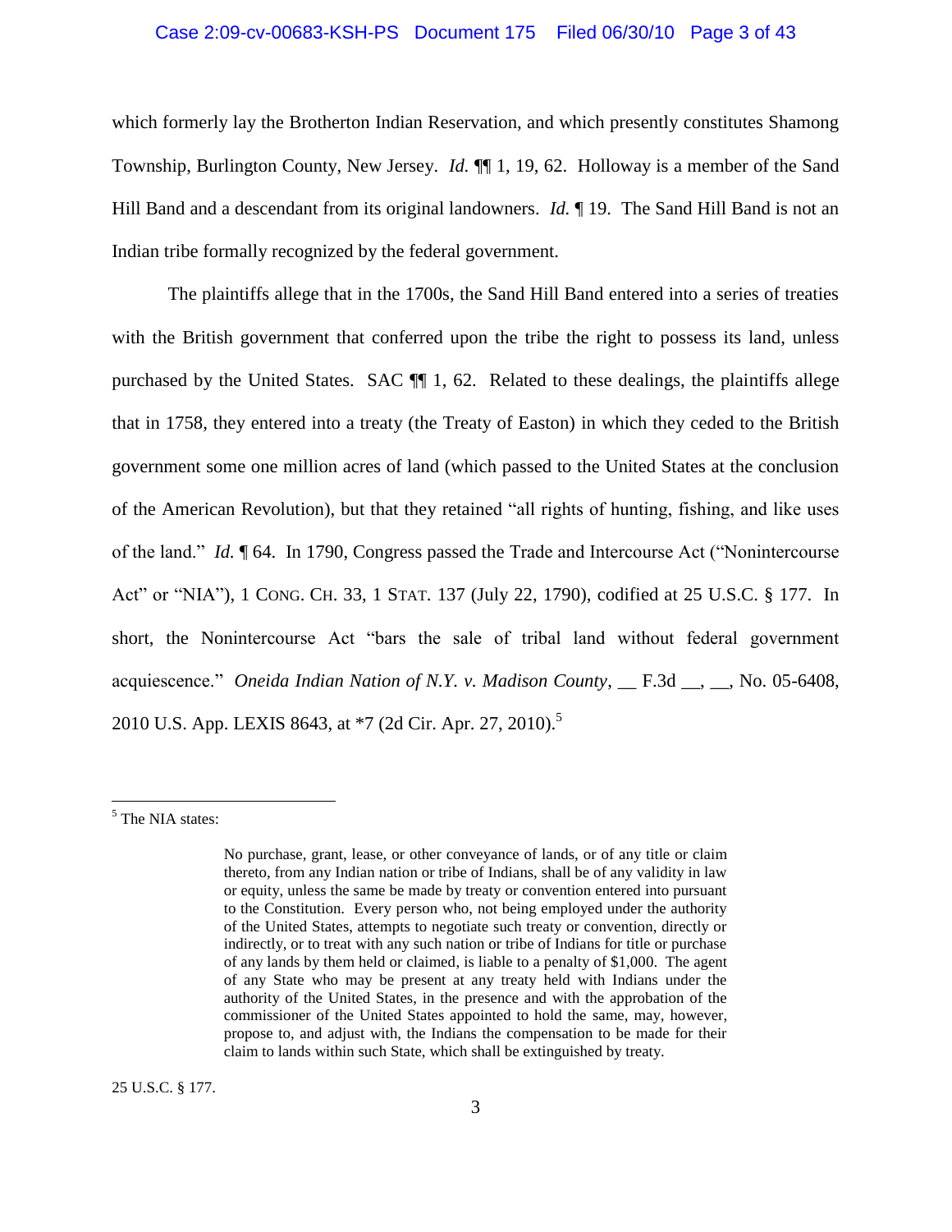which formerly lay the Brotherton Indian Reservation, and which presently constitutes Shamong Township, Burlington County, New Jersey. *Id.* ¶¶ 1, 19, 62. Holloway is a member of the Sand Hill Band and a descendant from its original landowners. *Id.* ¶ 19. The Sand Hill Band is not an Indian tribe formally recognized by the federal government.

The plaintiffs allege that in the 1700s, the Sand Hill Band entered into a series of treaties with the British government that conferred upon the tribe the right to possess its land, unless purchased by the United States. SAC ¶¶ 1, 62. Related to these dealings, the plaintiffs allege that in 1758, they entered into a treaty (the Treaty of Easton) in which they ceded to the British government some one million acres of land (which passed to the United States at the conclusion of the American Revolution), but that they retained "all rights of hunting, fishing, and like uses of the land." *Id.* ¶ 64. In 1790, Congress passed the Trade and Intercourse Act ("Nonintercourse Act" or "NIA"), 1 CONG. CH. 33, 1 STAT. 137 (July 22, 1790), codified at 25 U.S.C. § 177. In short, the Nonintercourse Act "bars the sale of tribal land without federal government acquiescence." *Oneida Indian Nation of N.Y. v. Madison County*, __ F.3d __, __, No. 05-6408, 2010 U.S. App. LEXIS 8643, at *7 (2d Cir. Apr. 27, 2010).[5]

---

[5] The NIA states:

> No purchase, grant, lease, or other conveyance of lands, or of any title or claim thereto, from any Indian nation or tribe of Indians, shall be of any validity in law or equity, unless the same be made by treaty or convention entered into pursuant to the Constitution. Every person who, not being employed under the authority of the United States, attempts to negotiate such treaty or convention, directly or indirectly, or to treat with any such nation or tribe of Indians for title or purchase of any lands by them held or claimed, is liable to a penalty of $1,000. The agent of any State who may be present at any treaty held with Indians under the authority of the United States, in the presence and with the approbation of the commissioner of the United States appointed to hold the same, may, however, propose to, and adjust with, the Indians the compensation to be made for their claim to lands within such State, which shall be extinguished by treaty.

25 U.S.C. § 177.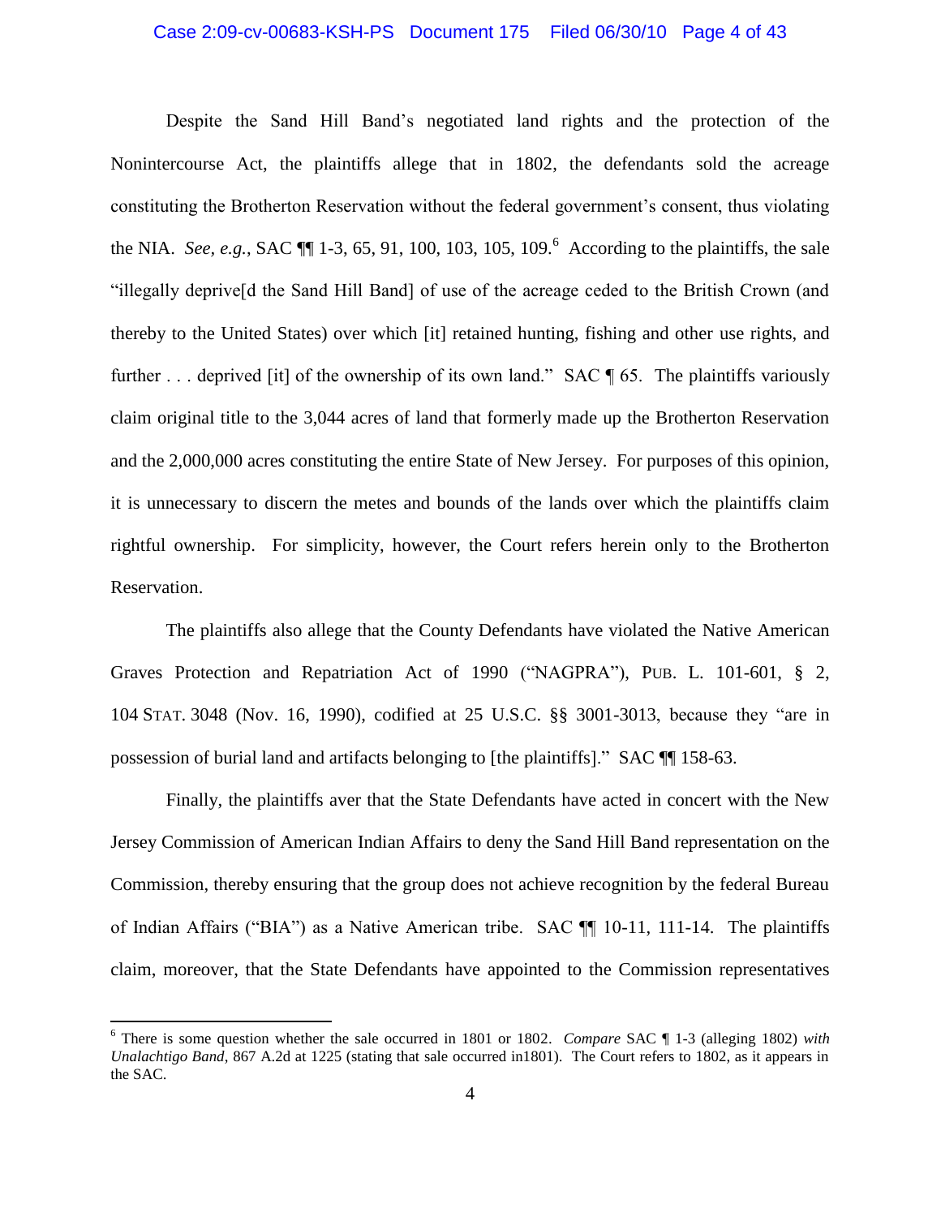Despite the Sand Hill Band's negotiated land rights and the protection of the Nonintercourse Act, the plaintiffs allege that in 1802, the defendants sold the acreage constituting the Brotherton Reservation without the federal government's consent, thus violating the NIA. *See, e.g.*, SAC ¶¶ 1-3, 65, 91, 100, 103, 105, 109.[6] According to the plaintiffs, the sale "illegally deprive[d the Sand Hill Band] of use of the acreage ceded to the British Crown (and thereby to the United States) over which [it] retained hunting, fishing and other use rights, and further . . . deprived [it] of the ownership of its own land." SAC ¶ 65. The plaintiffs variously claim original title to the 3,044 acres of land that formerly made up the Brotherton Reservation and the 2,000,000 acres constituting the entire State of New Jersey. For purposes of this opinion, it is unnecessary to discern the metes and bounds of the lands over which the plaintiffs claim rightful ownership. For simplicity, however, the Court refers herein only to the Brotherton Reservation.

The plaintiffs also allege that the County Defendants have violated the Native American Graves Protection and Repatriation Act of 1990 ("NAGPRA"), PUB. L. 101-601, § 2, 104 STAT. 3048 (Nov. 16, 1990), codified at 25 U.S.C. §§ 3001-3013, because they "are in possession of burial land and artifacts belonging to [the plaintiffs]." SAC ¶¶ 158-63.

Finally, the plaintiffs aver that the State Defendants have acted in concert with the New Jersey Commission of American Indian Affairs to deny the Sand Hill Band representation on the Commission, thereby ensuring that the group does not achieve recognition by the federal Bureau of Indian Affairs ("BIA") as a Native American tribe. SAC ¶¶ 10-11, 111-14. The plaintiffs claim, moreover, that the State Defendants have appointed to the Commission representatives

[6] There is some question whether the sale occurred in 1801 or 1802. *Compare* SAC ¶ 1-3 (alleging 1802) *with Unalachtigo Band*, 867 A.2d at 1225 (stating that sale occurred in1801). The Court refers to 1802, as it appears in the SAC.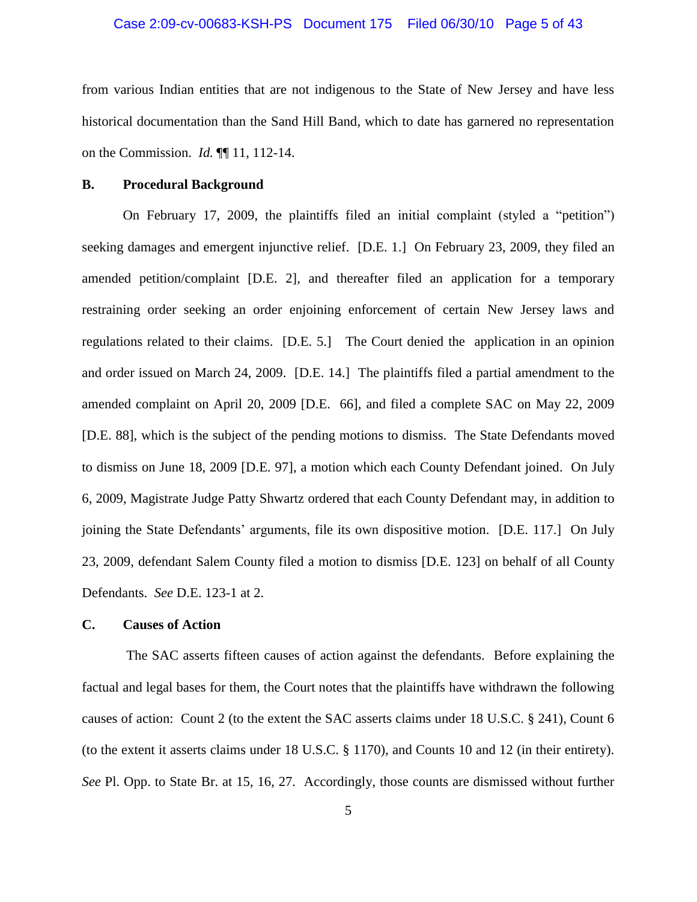from various Indian entities that are not indigenous to the State of New Jersey and have less historical documentation than the Sand Hill Band, which to date has garnered no representation on the Commission. *Id.* ¶¶ 11, 112-14.

### B. Procedural Background

On February 17, 2009, the plaintiffs filed an initial complaint (styled a "petition") seeking damages and emergent injunctive relief. [D.E. 1.] On February 23, 2009, they filed an amended petition/complaint [D.E. 2], and thereafter filed an application for a temporary restraining order seeking an order enjoining enforcement of certain New Jersey laws and regulations related to their claims. [D.E. 5.] The Court denied the application in an opinion and order issued on March 24, 2009. [D.E. 14.] The plaintiffs filed a partial amendment to the amended complaint on April 20, 2009 [D.E. 66], and filed a complete SAC on May 22, 2009 [D.E. 88], which is the subject of the pending motions to dismiss. The State Defendants moved to dismiss on June 18, 2009 [D.E. 97], a motion which each County Defendant joined. On July 6, 2009, Magistrate Judge Patty Shwartz ordered that each County Defendant may, in addition to joining the State Defendants' arguments, file its own dispositive motion. [D.E. 117.] On July 23, 2009, defendant Salem County filed a motion to dismiss [D.E. 123] on behalf of all County Defendants. *See* D.E. 123-1 at 2.

### C. Causes of Action

The SAC asserts fifteen causes of action against the defendants. Before explaining the factual and legal bases for them, the Court notes that the plaintiffs have withdrawn the following causes of action: Count 2 (to the extent the SAC asserts claims under 18 U.S.C. § 241), Count 6 (to the extent it asserts claims under 18 U.S.C. § 1170), and Counts 10 and 12 (in their entirety). *See* Pl. Opp. to State Br. at 15, 16, 27. Accordingly, those counts are dismissed without further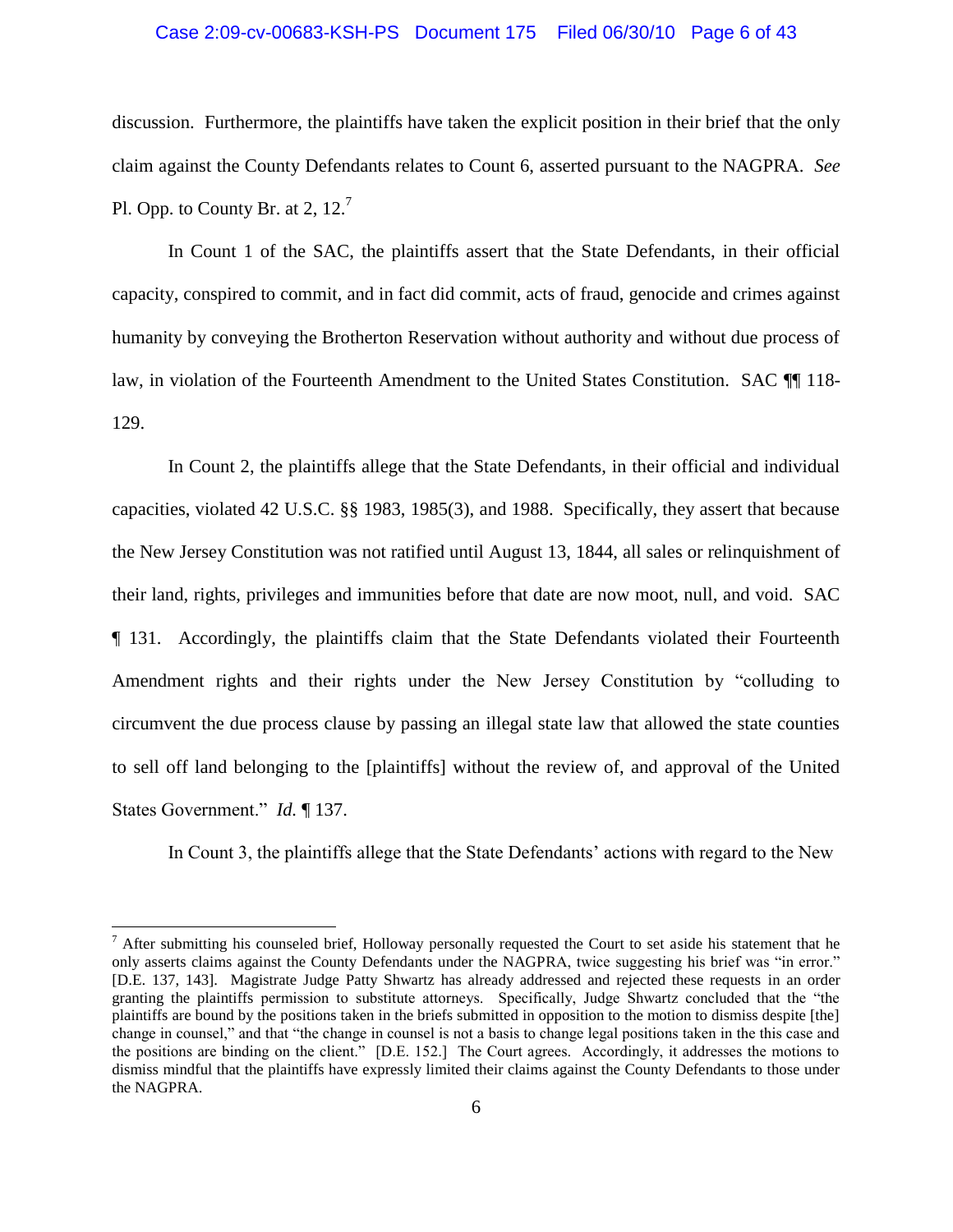discussion. Furthermore, the plaintiffs have taken the explicit position in their brief that the only claim against the County Defendants relates to Count 6, asserted pursuant to the NAGPRA. *See* Pl. Opp. to County Br. at 2, 12.[7]

In Count 1 of the SAC, the plaintiffs assert that the State Defendants, in their official capacity, conspired to commit, and in fact did commit, acts of fraud, genocide and crimes against humanity by conveying the Brotherton Reservation without authority and without due process of law, in violation of the Fourteenth Amendment to the United States Constitution. SAC ¶¶ 118-129.

In Count 2, the plaintiffs allege that the State Defendants, in their official and individual capacities, violated 42 U.S.C. §§ 1983, 1985(3), and 1988. Specifically, they assert that because the New Jersey Constitution was not ratified until August 13, 1844, all sales or relinquishment of their land, rights, privileges and immunities before that date are now moot, null, and void. SAC ¶ 131. Accordingly, the plaintiffs claim that the State Defendants violated their Fourteenth Amendment rights and their rights under the New Jersey Constitution by "colluding to circumvent the due process clause by passing an illegal state law that allowed the state counties to sell off land belonging to the [plaintiffs] without the review of, and approval of the United States Government." *Id.* ¶ 137.

In Count 3, the plaintiffs allege that the State Defendants' actions with regard to the New

---

[7] After submitting his counseled brief, Holloway personally requested the Court to set aside his statement that he only asserts claims against the County Defendants under the NAGPRA, twice suggesting his brief was "in error." [D.E. 137, 143]. Magistrate Judge Patty Shwartz has already addressed and rejected these requests in an order granting the plaintiffs permission to substitute attorneys. Specifically, Judge Shwartz concluded that the "the plaintiffs are bound by the positions taken in the briefs submitted in opposition to the motion to dismiss despite [the] change in counsel," and that "the change in counsel is not a basis to change legal positions taken in the this case and the positions are binding on the client." [D.E. 152.] The Court agrees. Accordingly, it addresses the motions to dismiss mindful that the plaintiffs have expressly limited their claims against the County Defendants to those under the NAGPRA.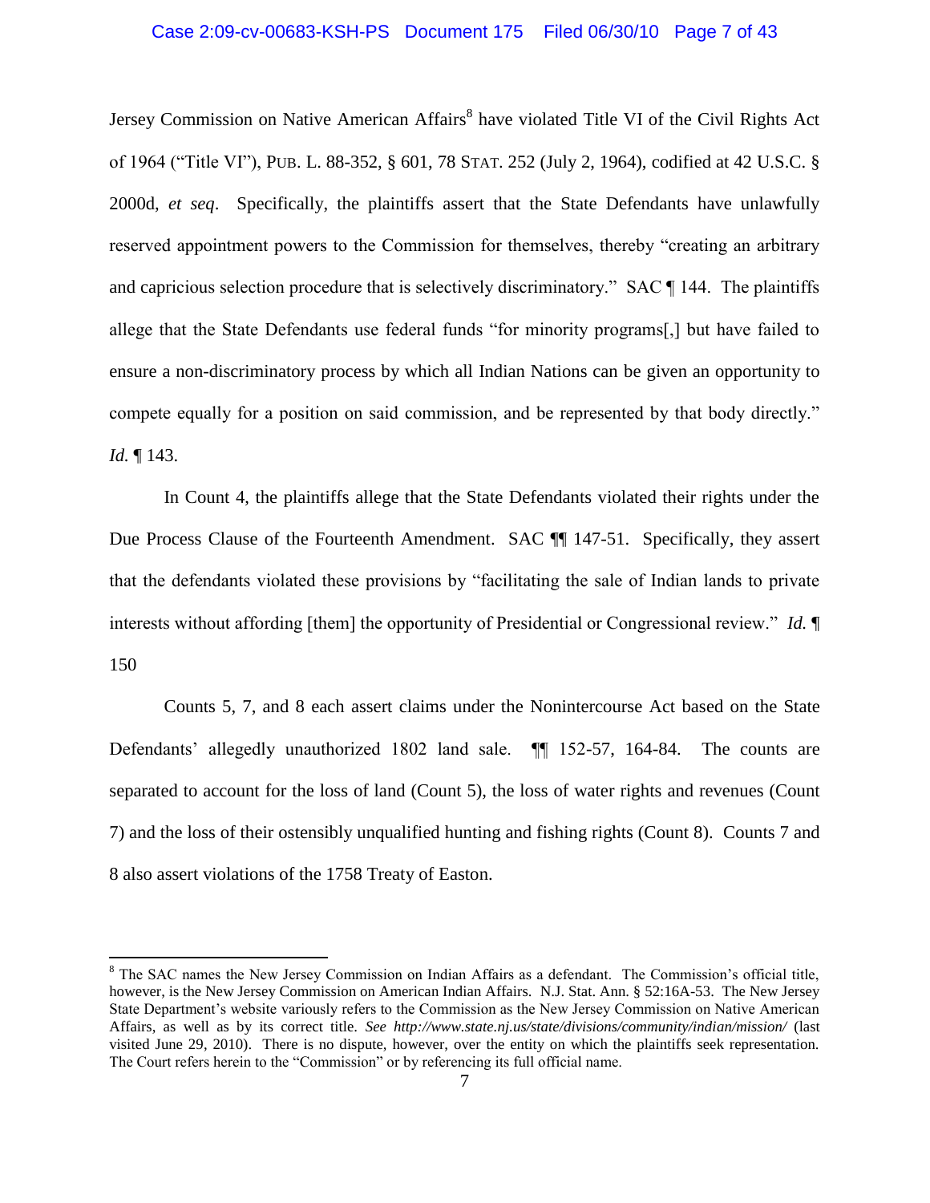Jersey Commission on Native American Affairs[8] have violated Title VI of the Civil Rights Act of 1964 ("Title VI"), PUB. L. 88-352, § 601, 78 STAT. 252 (July 2, 1964), codified at 42 U.S.C. § 2000d, *et seq*. Specifically, the plaintiffs assert that the State Defendants have unlawfully reserved appointment powers to the Commission for themselves, thereby "creating an arbitrary and capricious selection procedure that is selectively discriminatory." SAC ¶ 144. The plaintiffs allege that the State Defendants use federal funds "for minority programs[,] but have failed to ensure a non-discriminatory process by which all Indian Nations can be given an opportunity to compete equally for a position on said commission, and be represented by that body directly." *Id.* ¶ 143.

In Count 4, the plaintiffs allege that the State Defendants violated their rights under the Due Process Clause of the Fourteenth Amendment. SAC ¶¶ 147-51. Specifically, they assert that the defendants violated these provisions by "facilitating the sale of Indian lands to private interests without affording [them] the opportunity of Presidential or Congressional review." *Id.* ¶ 150

Counts 5, 7, and 8 each assert claims under the Nonintercourse Act based on the State Defendants' allegedly unauthorized 1802 land sale. ¶¶ 152-57, 164-84. The counts are separated to account for the loss of land (Count 5), the loss of water rights and revenues (Count 7) and the loss of their ostensibly unqualified hunting and fishing rights (Count 8). Counts 7 and 8 also assert violations of the 1758 Treaty of Easton.

---

[8] The SAC names the New Jersey Commission on Indian Affairs as a defendant. The Commission's official title, however, is the New Jersey Commission on American Indian Affairs. N.J. Stat. Ann. § 52:16A-53. The New Jersey State Department's website variously refers to the Commission as the New Jersey Commission on Native American Affairs, as well as by its correct title. *See http://www.state.nj.us/state/divisions/community/indian/mission/* (last visited June 29, 2010). There is no dispute, however, over the entity on which the plaintiffs seek representation. The Court refers herein to the "Commission" or by referencing its full official name.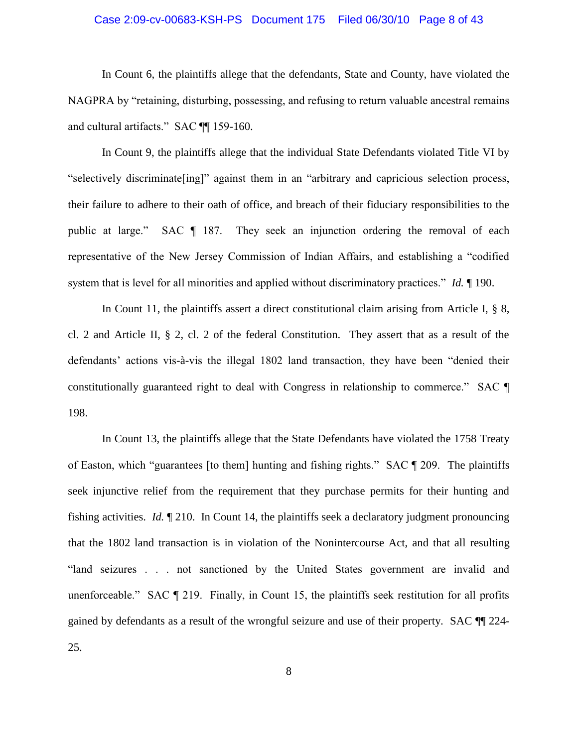In Count 6, the plaintiffs allege that the defendants, State and County, have violated the NAGPRA by "retaining, disturbing, possessing, and refusing to return valuable ancestral remains and cultural artifacts." SAC ¶¶ 159-160.

In Count 9, the plaintiffs allege that the individual State Defendants violated Title VI by "selectively discriminate[ing]" against them in an "arbitrary and capricious selection process, their failure to adhere to their oath of office, and breach of their fiduciary responsibilities to the public at large." SAC ¶ 187. They seek an injunction ordering the removal of each representative of the New Jersey Commission of Indian Affairs, and establishing a "codified system that is level for all minorities and applied without discriminatory practices." *Id.* ¶ 190.

In Count 11, the plaintiffs assert a direct constitutional claim arising from Article I, § 8, cl. 2 and Article II, § 2, cl. 2 of the federal Constitution. They assert that as a result of the defendants' actions vis-à-vis the illegal 1802 land transaction, they have been "denied their constitutionally guaranteed right to deal with Congress in relationship to commerce." SAC ¶ 198.

In Count 13, the plaintiffs allege that the State Defendants have violated the 1758 Treaty of Easton, which "guarantees [to them] hunting and fishing rights." SAC ¶ 209. The plaintiffs seek injunctive relief from the requirement that they purchase permits for their hunting and fishing activities. *Id.* ¶ 210. In Count 14, the plaintiffs seek a declaratory judgment pronouncing that the 1802 land transaction is in violation of the Nonintercourse Act, and that all resulting "land seizures . . . not sanctioned by the United States government are invalid and unenforceable." SAC ¶ 219. Finally, in Count 15, the plaintiffs seek restitution for all profits gained by defendants as a result of the wrongful seizure and use of their property. SAC ¶¶ 224-25.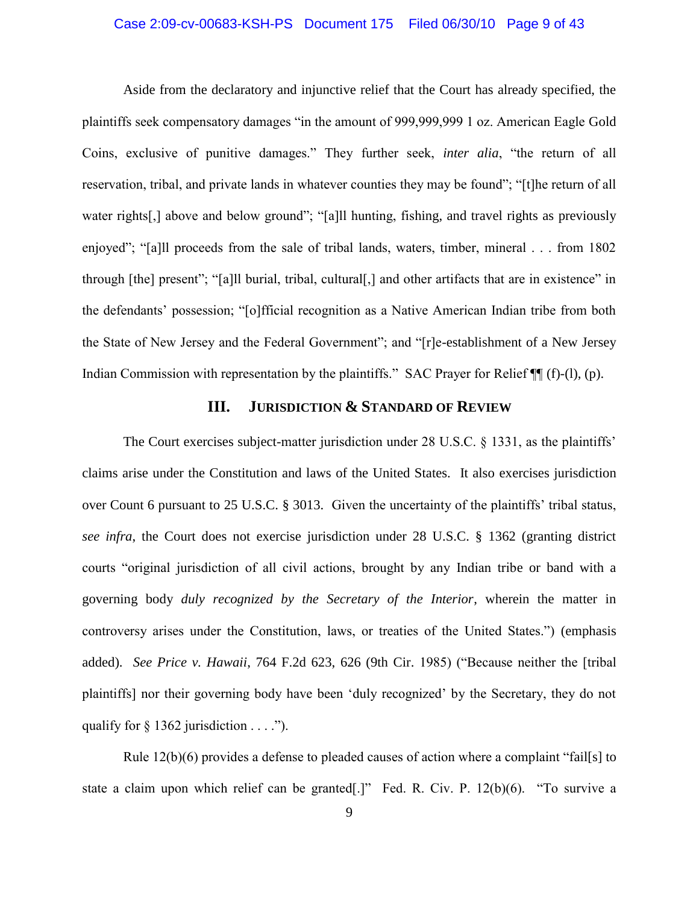Aside from the declaratory and injunctive relief that the Court has already specified, the plaintiffs seek compensatory damages "in the amount of 999,999,999 1 oz. American Eagle Gold Coins, exclusive of punitive damages." They further seek, *inter alia*, "the return of all reservation, tribal, and private lands in whatever counties they may be found"; "[t]he return of all water rights[,] above and below ground"; "[a]ll hunting, fishing, and travel rights as previously enjoyed"; "[a]ll proceeds from the sale of tribal lands, waters, timber, mineral . . . from 1802 through [the] present"; "[a]ll burial, tribal, cultural[,] and other artifacts that are in existence" in the defendants' possession; "[o]fficial recognition as a Native American Indian tribe from both the State of New Jersey and the Federal Government"; and "[r]e-establishment of a New Jersey Indian Commission with representation by the plaintiffs." SAC Prayer for Relief ¶¶ (f)-(l), (p).

## III. JURISDICTION & STANDARD OF REVIEW

The Court exercises subject-matter jurisdiction under 28 U.S.C. § 1331, as the plaintiffs' claims arise under the Constitution and laws of the United States. It also exercises jurisdiction over Count 6 pursuant to 25 U.S.C. § 3013. Given the uncertainty of the plaintiffs' tribal status, *see infra*, the Court does not exercise jurisdiction under 28 U.S.C. § 1362 (granting district courts "original jurisdiction of all civil actions, brought by any Indian tribe or band with a governing body *duly recognized by the Secretary of the Interior*, wherein the matter in controversy arises under the Constitution, laws, or treaties of the United States.") (emphasis added). *See Price v. Hawaii*, 764 F.2d 623, 626 (9th Cir. 1985) ("Because neither the [tribal plaintiffs] nor their governing body have been 'duly recognized' by the Secretary, they do not qualify for § 1362 jurisdiction . . . .").

Rule 12(b)(6) provides a defense to pleaded causes of action where a complaint "fail[s] to state a claim upon which relief can be granted[.]" Fed. R. Civ. P. 12(b)(6). "To survive a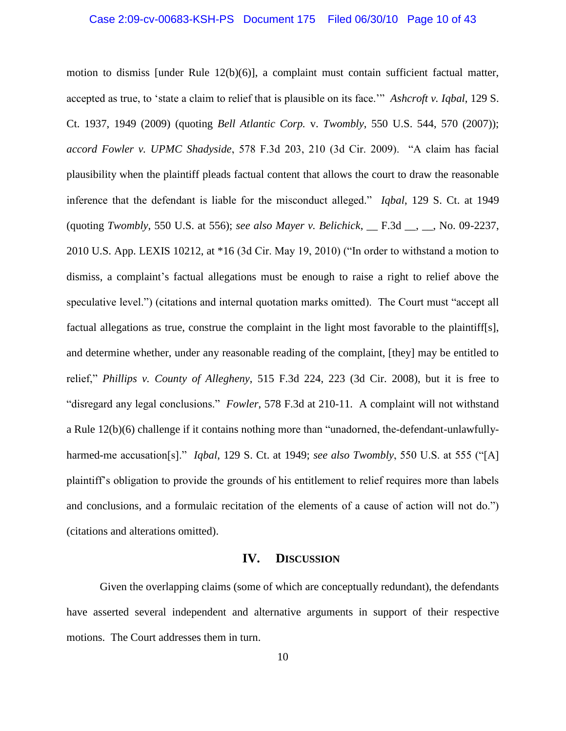motion to dismiss [under Rule 12(b)(6)], a complaint must contain sufficient factual matter, accepted as true, to 'state a claim to relief that is plausible on its face.'" *Ashcroft v. Iqbal*, 129 S. Ct. 1937, 1949 (2009) (quoting *Bell Atlantic Corp.* v. *Twombly*, 550 U.S. 544, 570 (2007)); *accord Fowler v. UPMC Shadyside*, 578 F.3d 203, 210 (3d Cir. 2009). "A claim has facial plausibility when the plaintiff pleads factual content that allows the court to draw the reasonable inference that the defendant is liable for the misconduct alleged." *Iqbal*, 129 S. Ct. at 1949 (quoting *Twombly*, 550 U.S. at 556); *see also Mayer v. Belichick*, __ F.3d __, __, No. 09-2237, 2010 U.S. App. LEXIS 10212, at *16 (3d Cir. May 19, 2010) ("In order to withstand a motion to dismiss, a complaint's factual allegations must be enough to raise a right to relief above the speculative level.") (citations and internal quotation marks omitted). The Court must "accept all factual allegations as true, construe the complaint in the light most favorable to the plaintiff[s], and determine whether, under any reasonable reading of the complaint, [they] may be entitled to relief," *Phillips v. County of Allegheny*, 515 F.3d 224, 223 (3d Cir. 2008), but it is free to "disregard any legal conclusions." *Fowler*, 578 F.3d at 210-11. A complaint will not withstand a Rule 12(b)(6) challenge if it contains nothing more than "unadorned, the-defendant-unlawfully-harmed-me accusation[s]." *Iqbal*, 129 S. Ct. at 1949; *see also Twombly*, 550 U.S. at 555 ("[A] plaintiff's obligation to provide the grounds of his entitlement to relief requires more than labels and conclusions, and a formulaic recitation of the elements of a cause of action will not do.") (citations and alterations omitted).

## IV. Discussion

Given the overlapping claims (some of which are conceptually redundant), the defendants have asserted several independent and alternative arguments in support of their respective motions. The Court addresses them in turn.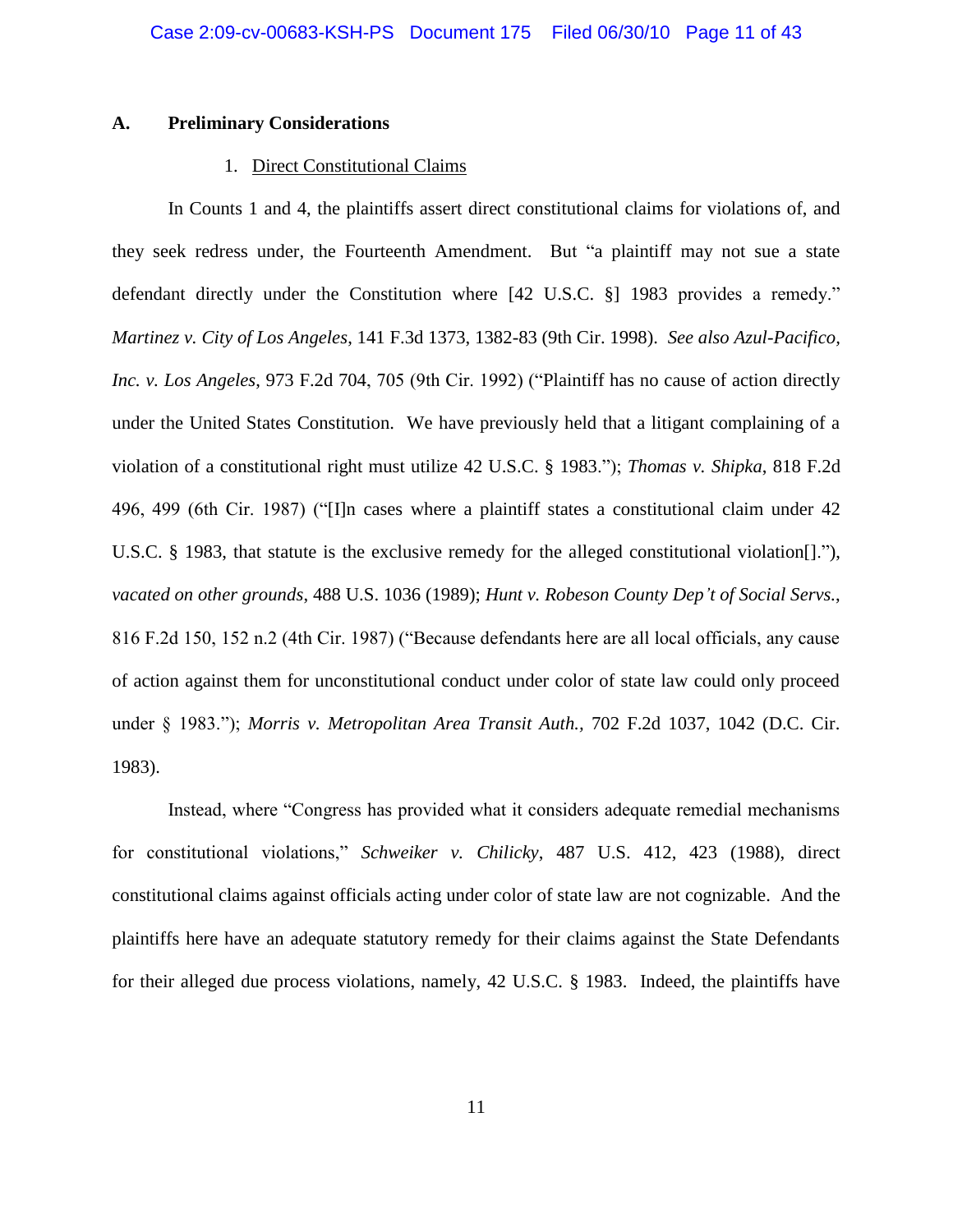### A. Preliminary Considerations

#### 1. Direct Constitutional Claims

In Counts 1 and 4, the plaintiffs assert direct constitutional claims for violations of, and they seek redress under, the Fourteenth Amendment. But "a plaintiff may not sue a state defendant directly under the Constitution where [42 U.S.C. §] 1983 provides a remedy." *Martinez v. City of Los Angeles*, 141 F.3d 1373, 1382-83 (9th Cir. 1998). *See also Azul-Pacifico, Inc. v. Los Angeles*, 973 F.2d 704, 705 (9th Cir. 1992) ("Plaintiff has no cause of action directly under the United States Constitution. We have previously held that a litigant complaining of a violation of a constitutional right must utilize 42 U.S.C. § 1983."); *Thomas v. Shipka*, 818 F.2d 496, 499 (6th Cir. 1987) ("[I]n cases where a plaintiff states a constitutional claim under 42 U.S.C. § 1983, that statute is the exclusive remedy for the alleged constitutional violation[]."), *vacated on other grounds*, 488 U.S. 1036 (1989); *Hunt v. Robeson County Dep't of Social Servs.*, 816 F.2d 150, 152 n.2 (4th Cir. 1987) ("Because defendants here are all local officials, any cause of action against them for unconstitutional conduct under color of state law could only proceed under § 1983."); *Morris v. Metropolitan Area Transit Auth.*, 702 F.2d 1037, 1042 (D.C. Cir. 1983).

Instead, where "Congress has provided what it considers adequate remedial mechanisms for constitutional violations," *Schweiker v. Chilicky*, 487 U.S. 412, 423 (1988), direct constitutional claims against officials acting under color of state law are not cognizable. And the plaintiffs here have an adequate statutory remedy for their claims against the State Defendants for their alleged due process violations, namely, 42 U.S.C. § 1983. Indeed, the plaintiffs have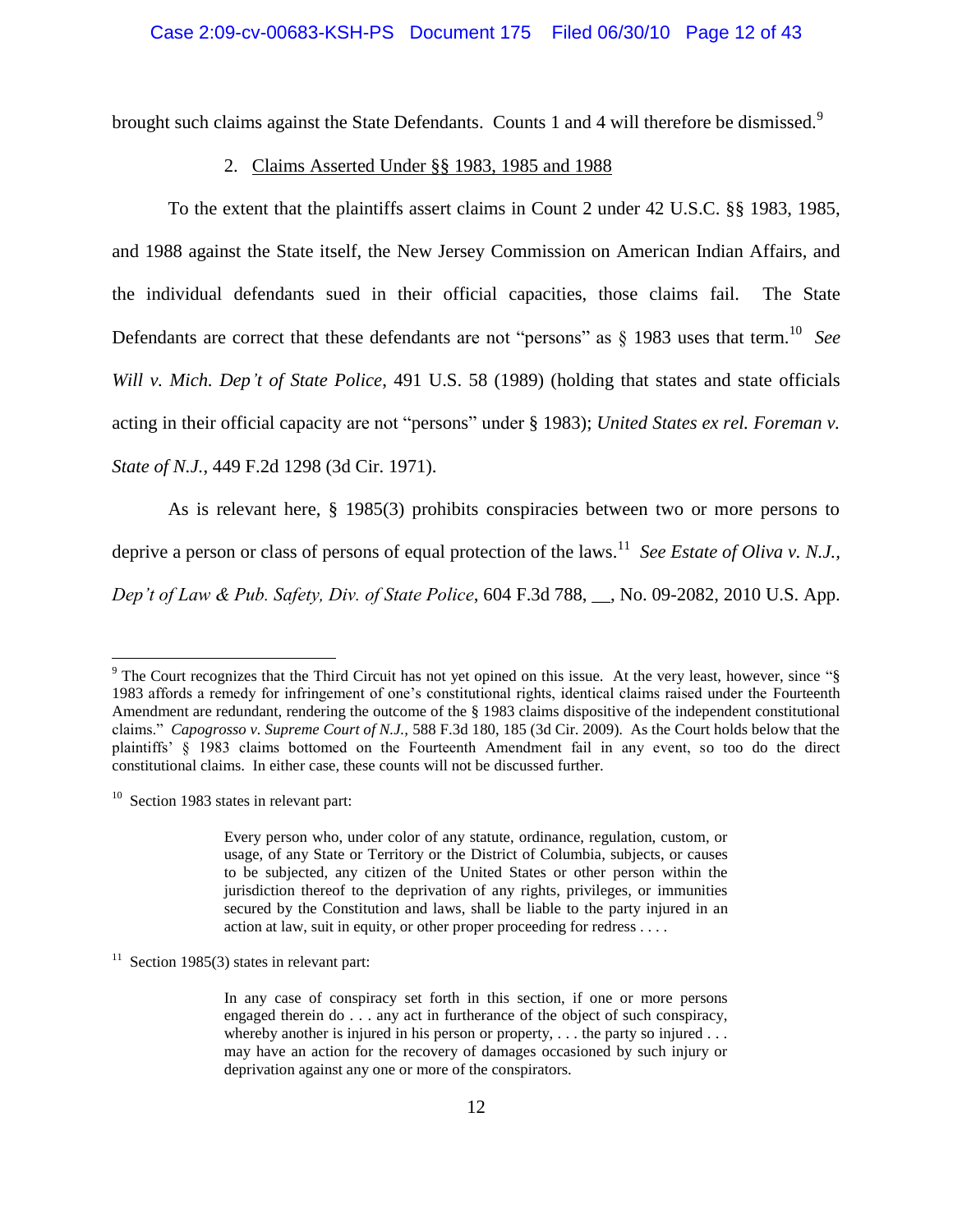brought such claims against the State Defendants. Counts 1 and 4 will therefore be dismissed.[9]

2. Claims Asserted Under §§ 1983, 1985 and 1988

To the extent that the plaintiffs assert claims in Count 2 under 42 U.S.C. §§ 1983, 1985, and 1988 against the State itself, the New Jersey Commission on American Indian Affairs, and the individual defendants sued in their official capacities, those claims fail. The State Defendants are correct that these defendants are not "persons" as § 1983 uses that term.[10] *See Will v. Mich. Dep't of State Police*, 491 U.S. 58 (1989) (holding that states and state officials acting in their official capacity are not "persons" under § 1983); *United States ex rel. Foreman v. State of N.J.*, 449 F.2d 1298 (3d Cir. 1971).

As is relevant here, § 1985(3) prohibits conspiracies between two or more persons to deprive a person or class of persons of equal protection of the laws.[11] *See Estate of Oliva v. N.J., Dep't of Law & Pub. Safety, Div. of State Police*, 604 F.3d 788, __, No. 09-2082, 2010 U.S. App.

---

[9] The Court recognizes that the Third Circuit has not yet opined on this issue. At the very least, however, since "§ 1983 affords a remedy for infringement of one's constitutional rights, identical claims raised under the Fourteenth Amendment are redundant, rendering the outcome of the § 1983 claims dispositive of the independent constitutional claims." *Capogrosso v. Supreme Court of N.J.*, 588 F.3d 180, 185 (3d Cir. 2009). As the Court holds below that the plaintiffs' § 1983 claims bottomed on the Fourteenth Amendment fail in any event, so too do the direct constitutional claims. In either case, these counts will not be discussed further.

[10] Section 1983 states in relevant part:

> Every person who, under color of any statute, ordinance, regulation, custom, or usage, of any State or Territory or the District of Columbia, subjects, or causes to be subjected, any citizen of the United States or other person within the jurisdiction thereof to the deprivation of any rights, privileges, or immunities secured by the Constitution and laws, shall be liable to the party injured in an action at law, suit in equity, or other proper proceeding for redress . . . .

[11] Section 1985(3) states in relevant part:

> In any case of conspiracy set forth in this section, if one or more persons engaged therein do . . . any act in furtherance of the object of such conspiracy, whereby another is injured in his person or property, . . . the party so injured . . . may have an action for the recovery of damages occasioned by such injury or deprivation against any one or more of the conspirators.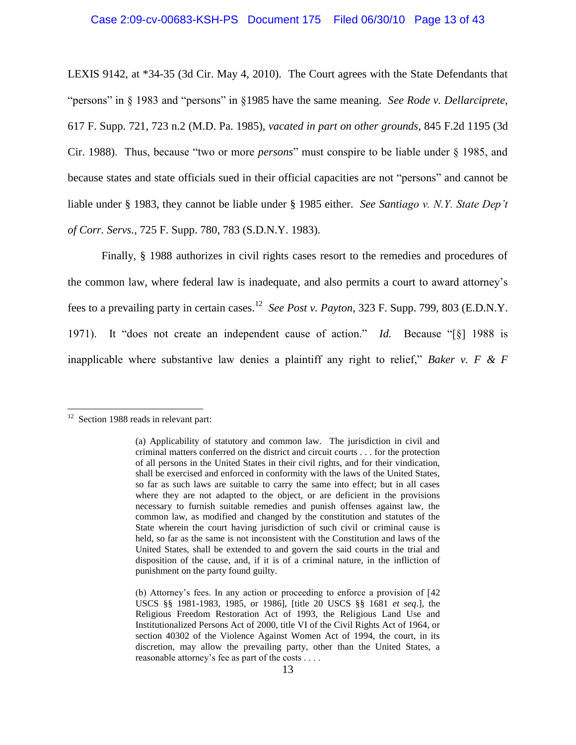LEXIS 9142, at *34-35 (3d Cir. May 4, 2010). The Court agrees with the State Defendants that "persons" in § 1983 and "persons" in §1985 have the same meaning. *See Rode v. Dellarciprete*, 617 F. Supp. 721, 723 n.2 (M.D. Pa. 1985), *vacated in part on other grounds*, 845 F.2d 1195 (3d Cir. 1988). Thus, because "two or more *persons*" must conspire to be liable under § 1985, and because states and state officials sued in their official capacities are not "persons" and cannot be liable under § 1983, they cannot be liable under § 1985 either. *See Santiago v. N.Y. State Dep't of Corr. Servs.*, 725 F. Supp. 780, 783 (S.D.N.Y. 1983).

Finally, § 1988 authorizes in civil rights cases resort to the remedies and procedures of the common law, where federal law is inadequate, and also permits a court to award attorney's fees to a prevailing party in certain cases.[12] *See Post v. Payton*, 323 F. Supp. 799, 803 (E.D.N.Y. 1971). It "does not create an independent cause of action." *Id.* Because "[§] 1988 is inapplicable where substantive law denies a plaintiff any right to relief," *Baker v. F & F*

---

[12] Section 1988 reads in relevant part:

> (a) Applicability of statutory and common law. The jurisdiction in civil and criminal matters conferred on the district and circuit courts . . . for the protection of all persons in the United States in their civil rights, and for their vindication, shall be exercised and enforced in conformity with the laws of the United States, so far as such laws are suitable to carry the same into effect; but in all cases where they are not adapted to the object, or are deficient in the provisions necessary to furnish suitable remedies and punish offenses against law, the common law, as modified and changed by the constitution and statutes of the State wherein the court having jurisdiction of such civil or criminal cause is held, so far as the same is not inconsistent with the Constitution and laws of the United States, shall be extended to and govern the said courts in the trial and disposition of the cause, and, if it is of a criminal nature, in the infliction of punishment on the party found guilty.
>
> (b) Attorney's fees. In any action or proceeding to enforce a provision of [42 USCS §§ 1981-1983, 1985, or 1986], [title 20 USCS §§ 1681 *et seq*.], the Religious Freedom Restoration Act of 1993, the Religious Land Use and Institutionalized Persons Act of 2000, title VI of the Civil Rights Act of 1964, or section 40302 of the Violence Against Women Act of 1994, the court, in its discretion, may allow the prevailing party, other than the United States, a reasonable attorney's fee as part of the costs . . . .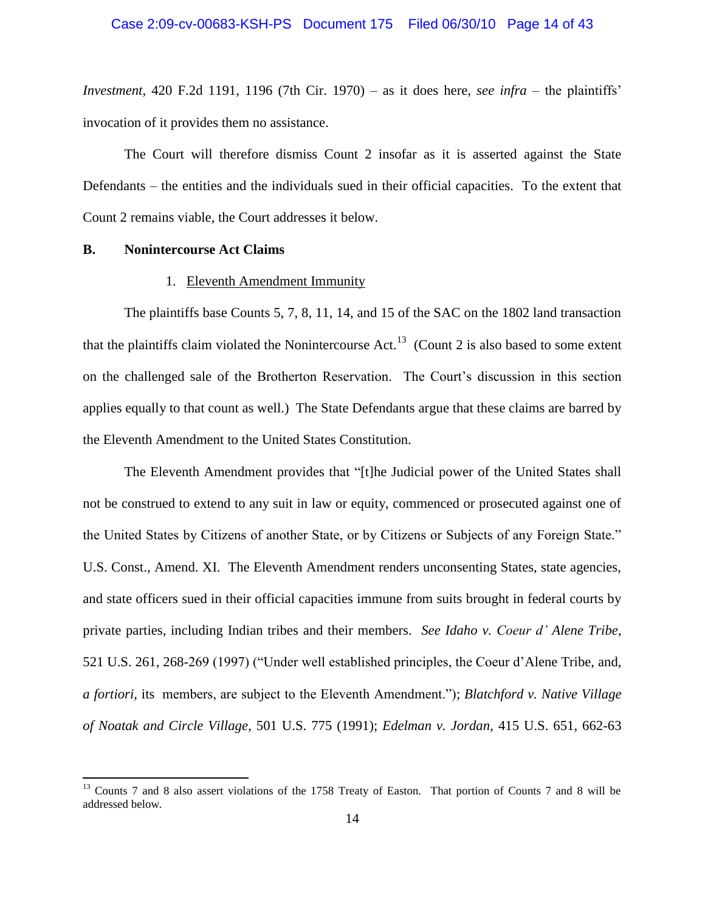*Investment*, 420 F.2d 1191, 1196 (7th Cir. 1970) – as it does here, *see infra* – the plaintiffs' invocation of it provides them no assistance.

The Court will therefore dismiss Count 2 insofar as it is asserted against the State Defendants – the entities and the individuals sued in their official capacities. To the extent that Count 2 remains viable, the Court addresses it below.

**B. Nonintercourse Act Claims**

1. Eleventh Amendment Immunity

The plaintiffs base Counts 5, 7, 8, 11, 14, and 15 of the SAC on the 1802 land transaction that the plaintiffs claim violated the Nonintercourse Act.[13] (Count 2 is also based to some extent on the challenged sale of the Brotherton Reservation. The Court's discussion in this section applies equally to that count as well.) The State Defendants argue that these claims are barred by the Eleventh Amendment to the United States Constitution.

The Eleventh Amendment provides that "[t]he Judicial power of the United States shall not be construed to extend to any suit in law or equity, commenced or prosecuted against one of the United States by Citizens of another State, or by Citizens or Subjects of any Foreign State." U.S. Const., Amend. XI. The Eleventh Amendment renders unconsenting States, state agencies, and state officers sued in their official capacities immune from suits brought in federal courts by private parties, including Indian tribes and their members. *See Idaho v. Coeur d' Alene Tribe*, 521 U.S. 261, 268-269 (1997) ("Under well established principles, the Coeur d'Alene Tribe, and, *a fortiori*, its members, are subject to the Eleventh Amendment."); *Blatchford v. Native Village of Noatak and Circle Village*, 501 U.S. 775 (1991); *Edelman v. Jordan*, 415 U.S. 651, 662-63

---

[13] Counts 7 and 8 also assert violations of the 1758 Treaty of Easton. That portion of Counts 7 and 8 will be addressed below.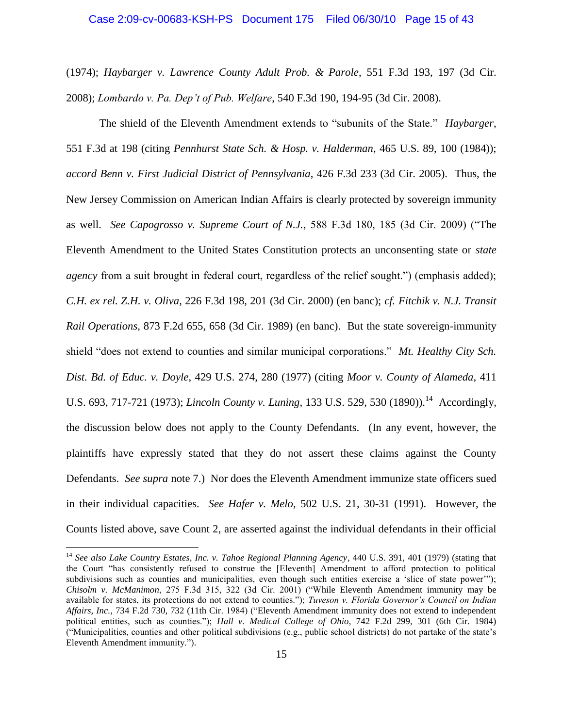(1974); *Haybarger v. Lawrence County Adult Prob. & Parole*, 551 F.3d 193, 197 (3d Cir. 2008); *Lombardo v. Pa. Dep't of Pub. Welfare*, 540 F.3d 190, 194-95 (3d Cir. 2008).

The shield of the Eleventh Amendment extends to "subunits of the State." *Haybarger*, 551 F.3d at 198 (citing *Pennhurst State Sch. & Hosp. v. Halderman*, 465 U.S. 89, 100 (1984)); *accord Benn v. First Judicial District of Pennsylvania*, 426 F.3d 233 (3d Cir. 2005). Thus, the New Jersey Commission on American Indian Affairs is clearly protected by sovereign immunity as well. *See Capogrosso v. Supreme Court of N.J.*, 588 F.3d 180, 185 (3d Cir. 2009) ("The Eleventh Amendment to the United States Constitution protects an unconsenting state or *state agency* from a suit brought in federal court, regardless of the relief sought.") (emphasis added); *C.H. ex rel. Z.H. v. Oliva*, 226 F.3d 198, 201 (3d Cir. 2000) (en banc); *cf. Fitchik v. N.J. Transit Rail Operations*, 873 F.2d 655, 658 (3d Cir. 1989) (en banc). But the state sovereign-immunity shield "does not extend to counties and similar municipal corporations." *Mt. Healthy City Sch. Dist. Bd. of Educ. v. Doyle*, 429 U.S. 274, 280 (1977) (citing *Moor v. County of Alameda*, 411 U.S. 693, 717-721 (1973); *Lincoln County v. Luning*, 133 U.S. 529, 530 (1890)).[14] Accordingly, the discussion below does not apply to the County Defendants. (In any event, however, the plaintiffs have expressly stated that they do not assert these claims against the County Defendants. *See supra* note 7.) Nor does the Eleventh Amendment immunize state officers sued in their individual capacities. *See Hafer v. Melo*, 502 U.S. 21, 30-31 (1991). However, the Counts listed above, save Count 2, are asserted against the individual defendants in their official

---

[14] *See also Lake Country Estates, Inc. v. Tahoe Regional Planning Agency*, 440 U.S. 391, 401 (1979) (stating that the Court "has consistently refused to construe the [Eleventh] Amendment to afford protection to political subdivisions such as counties and municipalities, even though such entities exercise a 'slice of state power'"); *Chisolm v. McManimon*, 275 F.3d 315, 322 (3d Cir. 2001) ("While Eleventh Amendment immunity may be available for states, its protections do not extend to counties."); *Tuveson v. Florida Governor's Council on Indian Affairs, Inc.*, 734 F.2d 730, 732 (11th Cir. 1984) ("Eleventh Amendment immunity does not extend to independent political entities, such as counties."); *Hall v. Medical College of Ohio*, 742 F.2d 299, 301 (6th Cir. 1984) ("Municipalities, counties and other political subdivisions (e.g., public school districts) do not partake of the state's Eleventh Amendment immunity.").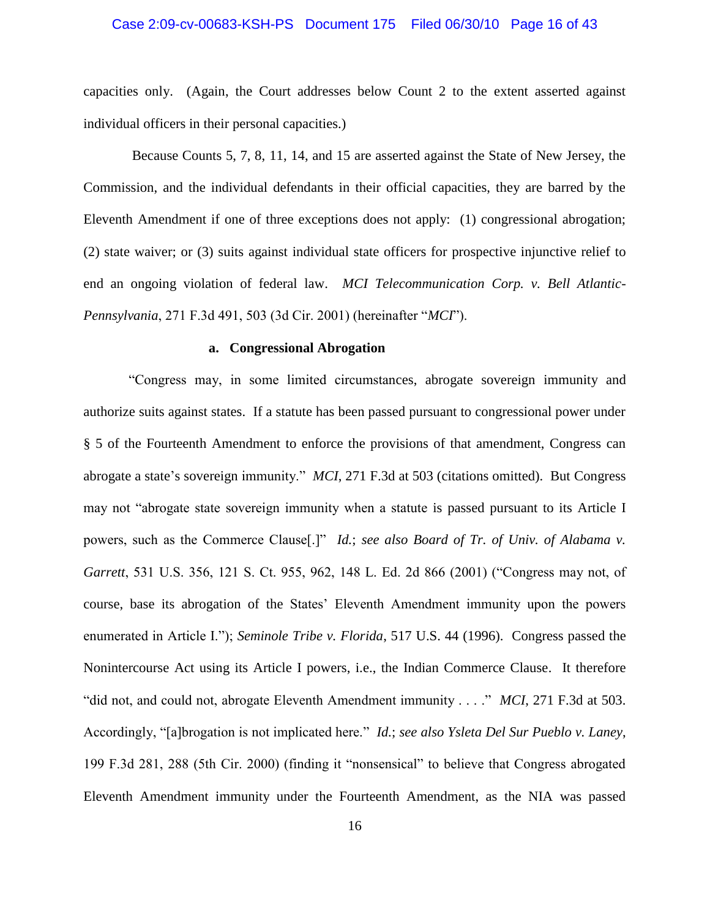capacities only. (Again, the Court addresses below Count 2 to the extent asserted against individual officers in their personal capacities.)

Because Counts 5, 7, 8, 11, 14, and 15 are asserted against the State of New Jersey, the Commission, and the individual defendants in their official capacities, they are barred by the Eleventh Amendment if one of three exceptions does not apply: (1) congressional abrogation; (2) state waiver; or (3) suits against individual state officers for prospective injunctive relief to end an ongoing violation of federal law. *MCI Telecommunication Corp. v. Bell Atlantic-Pennsylvania*, 271 F.3d 491, 503 (3d Cir. 2001) (hereinafter "*MCI*").

**a. Congressional Abrogation**

"Congress may, in some limited circumstances, abrogate sovereign immunity and authorize suits against states. If a statute has been passed pursuant to congressional power under § 5 of the Fourteenth Amendment to enforce the provisions of that amendment, Congress can abrogate a state's sovereign immunity." *MCI*, 271 F.3d at 503 (citations omitted). But Congress may not "abrogate state sovereign immunity when a statute is passed pursuant to its Article I powers, such as the Commerce Clause[.]" *Id.*; *see also Board of Tr. of Univ. of Alabama v. Garrett*, 531 U.S. 356, 121 S. Ct. 955, 962, 148 L. Ed. 2d 866 (2001) ("Congress may not, of course, base its abrogation of the States' Eleventh Amendment immunity upon the powers enumerated in Article I."); *Seminole Tribe v. Florida*, 517 U.S. 44 (1996). Congress passed the Nonintercourse Act using its Article I powers, i.e., the Indian Commerce Clause. It therefore "did not, and could not, abrogate Eleventh Amendment immunity . . . ." *MCI*, 271 F.3d at 503. Accordingly, "[a]brogation is not implicated here." *Id.*; *see also Ysleta Del Sur Pueblo v. Laney*, 199 F.3d 281, 288 (5th Cir. 2000) (finding it "nonsensical" to believe that Congress abrogated Eleventh Amendment immunity under the Fourteenth Amendment, as the NIA was passed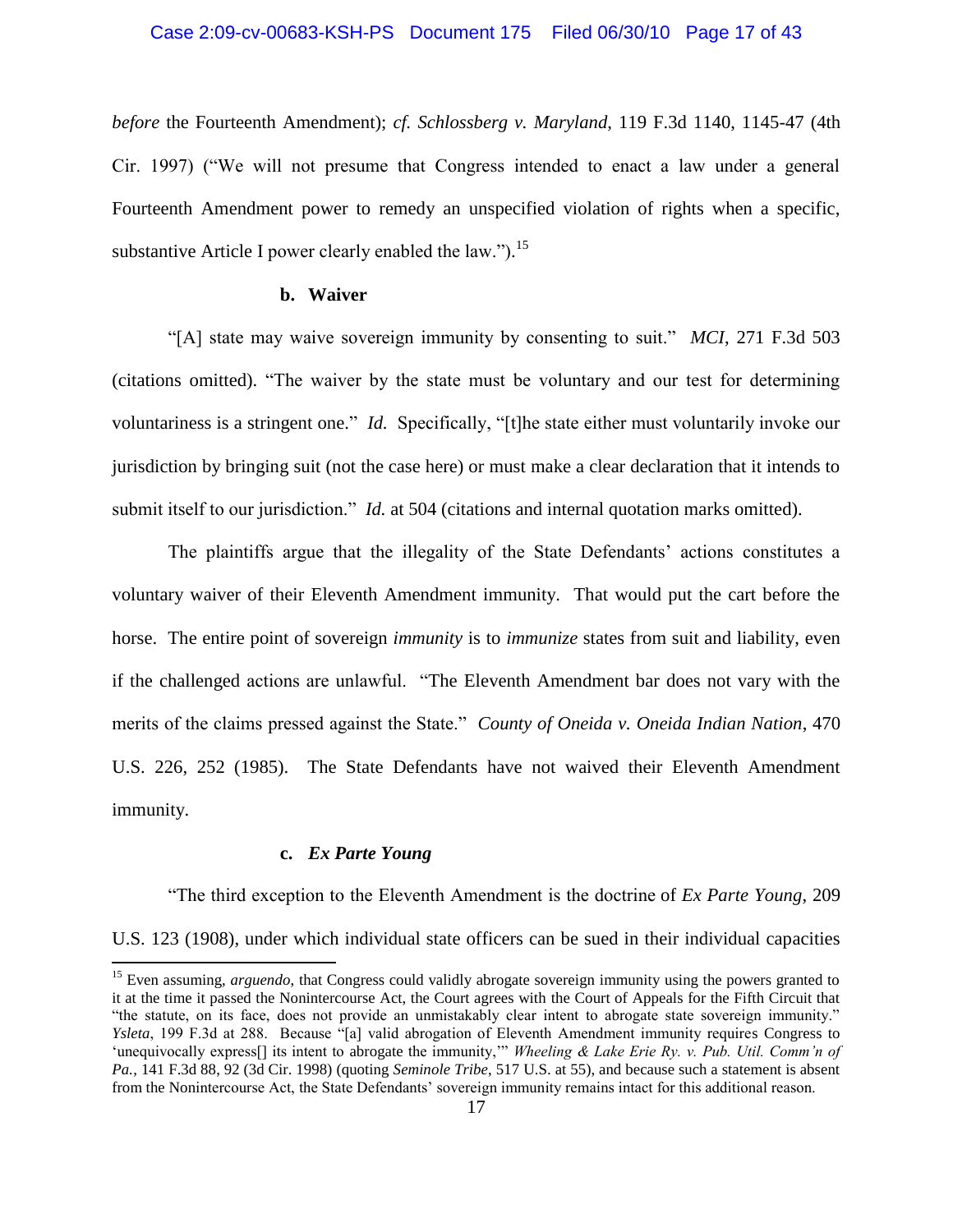*before* the Fourteenth Amendment); *cf. Schlossberg v. Maryland*, 119 F.3d 1140, 1145-47 (4th Cir. 1997) ("We will not presume that Congress intended to enact a law under a general Fourteenth Amendment power to remedy an unspecified violation of rights when a specific, substantive Article I power clearly enabled the law.").[15]

**b. Waiver**

"[A] state may waive sovereign immunity by consenting to suit." *MCI*, 271 F.3d 503 (citations omitted). "The waiver by the state must be voluntary and our test for determining voluntariness is a stringent one." *Id.* Specifically, "[t]he state either must voluntarily invoke our jurisdiction by bringing suit (not the case here) or must make a clear declaration that it intends to submit itself to our jurisdiction." *Id.* at 504 (citations and internal quotation marks omitted).

The plaintiffs argue that the illegality of the State Defendants' actions constitutes a voluntary waiver of their Eleventh Amendment immunity. That would put the cart before the horse. The entire point of sovereign *immunity* is to *immunize* states from suit and liability, even if the challenged actions are unlawful. "The Eleventh Amendment bar does not vary with the merits of the claims pressed against the State." *County of Oneida v. Oneida Indian Nation*, 470 U.S. 226, 252 (1985). The State Defendants have not waived their Eleventh Amendment immunity.

**c. *Ex Parte Young***

"The third exception to the Eleventh Amendment is the doctrine of *Ex Parte Young*, 209 U.S. 123 (1908), under which individual state officers can be sued in their individual capacities

---

[15] Even assuming, *arguendo*, that Congress could validly abrogate sovereign immunity using the powers granted to it at the time it passed the Nonintercourse Act, the Court agrees with the Court of Appeals for the Fifth Circuit that "the statute, on its face, does not provide an unmistakably clear intent to abrogate state sovereign immunity." *Ysleta*, 199 F.3d at 288. Because "[a] valid abrogation of Eleventh Amendment immunity requires Congress to 'unequivocally express[] its intent to abrogate the immunity,'" *Wheeling & Lake Erie Ry. v. Pub. Util. Comm'n of Pa.*, 141 F.3d 88, 92 (3d Cir. 1998) (quoting *Seminole Tribe*, 517 U.S. at 55), and because such a statement is absent from the Nonintercourse Act, the State Defendants' sovereign immunity remains intact for this additional reason.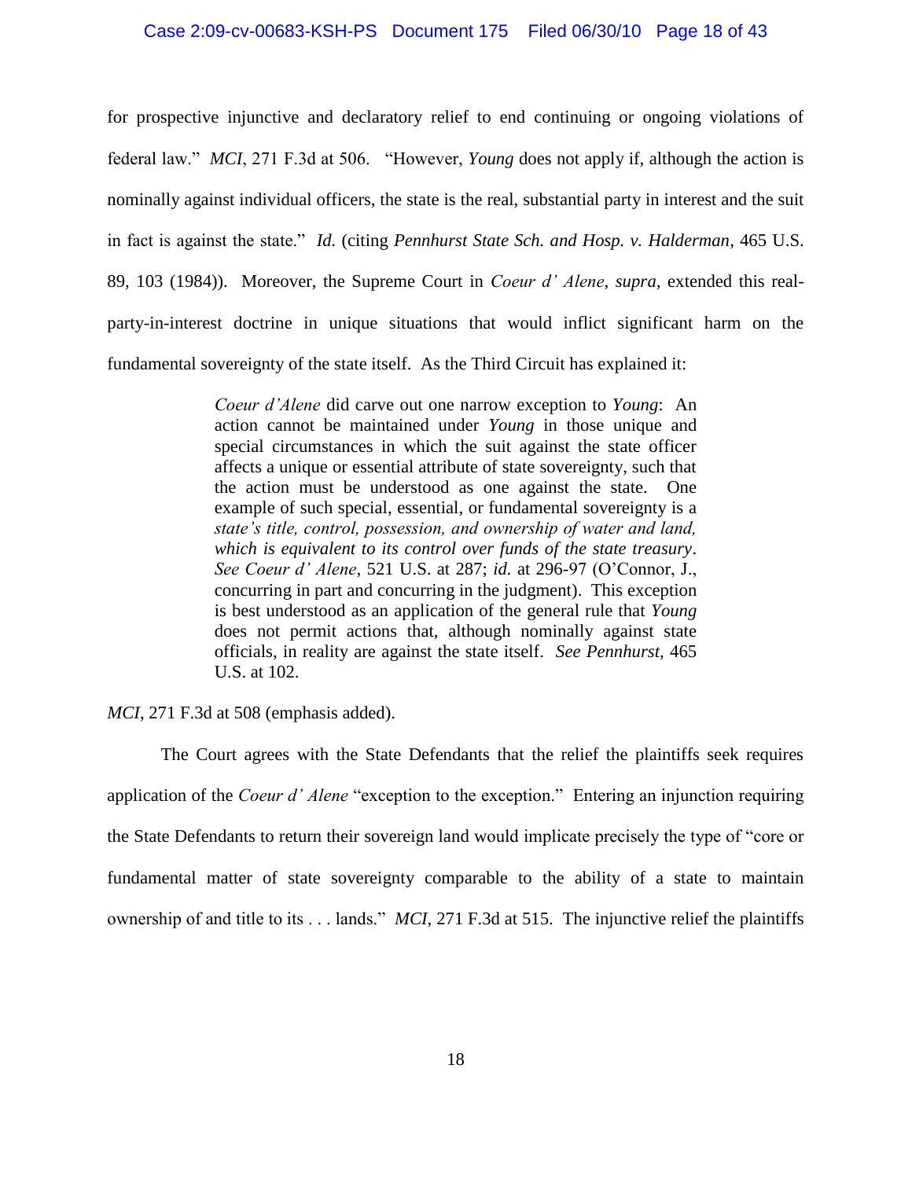for prospective injunctive and declaratory relief to end continuing or ongoing violations of federal law." *MCI*, 271 F.3d at 506. "However, *Young* does not apply if, although the action is nominally against individual officers, the state is the real, substantial party in interest and the suit in fact is against the state." *Id.* (citing *Pennhurst State Sch. and Hosp. v. Halderman*, 465 U.S. 89, 103 (1984)). Moreover, the Supreme Court in *Coeur d' Alene*, *supra*, extended this real-party-in-interest doctrine in unique situations that would inflict significant harm on the fundamental sovereignty of the state itself. As the Third Circuit has explained it:

> *Coeur d'Alene* did carve out one narrow exception to *Young*: An action cannot be maintained under *Young* in those unique and special circumstances in which the suit against the state officer affects a unique or essential attribute of state sovereignty, such that the action must be understood as one against the state. One example of such special, essential, or fundamental sovereignty is a *state's title, control, possession, and ownership of water and land, which is equivalent to its control over funds of the state treasury*. *See Coeur d' Alene*, 521 U.S. at 287; *id.* at 296-97 (O'Connor, J., concurring in part and concurring in the judgment). This exception is best understood as an application of the general rule that *Young* does not permit actions that, although nominally against state officials, in reality are against the state itself. *See Pennhurst*, 465 U.S. at 102.

*MCI*, 271 F.3d at 508 (emphasis added).

The Court agrees with the State Defendants that the relief the plaintiffs seek requires application of the *Coeur d' Alene* "exception to the exception." Entering an injunction requiring the State Defendants to return their sovereign land would implicate precisely the type of "core or fundamental matter of state sovereignty comparable to the ability of a state to maintain ownership of and title to its . . . lands." *MCI*, 271 F.3d at 515. The injunctive relief the plaintiffs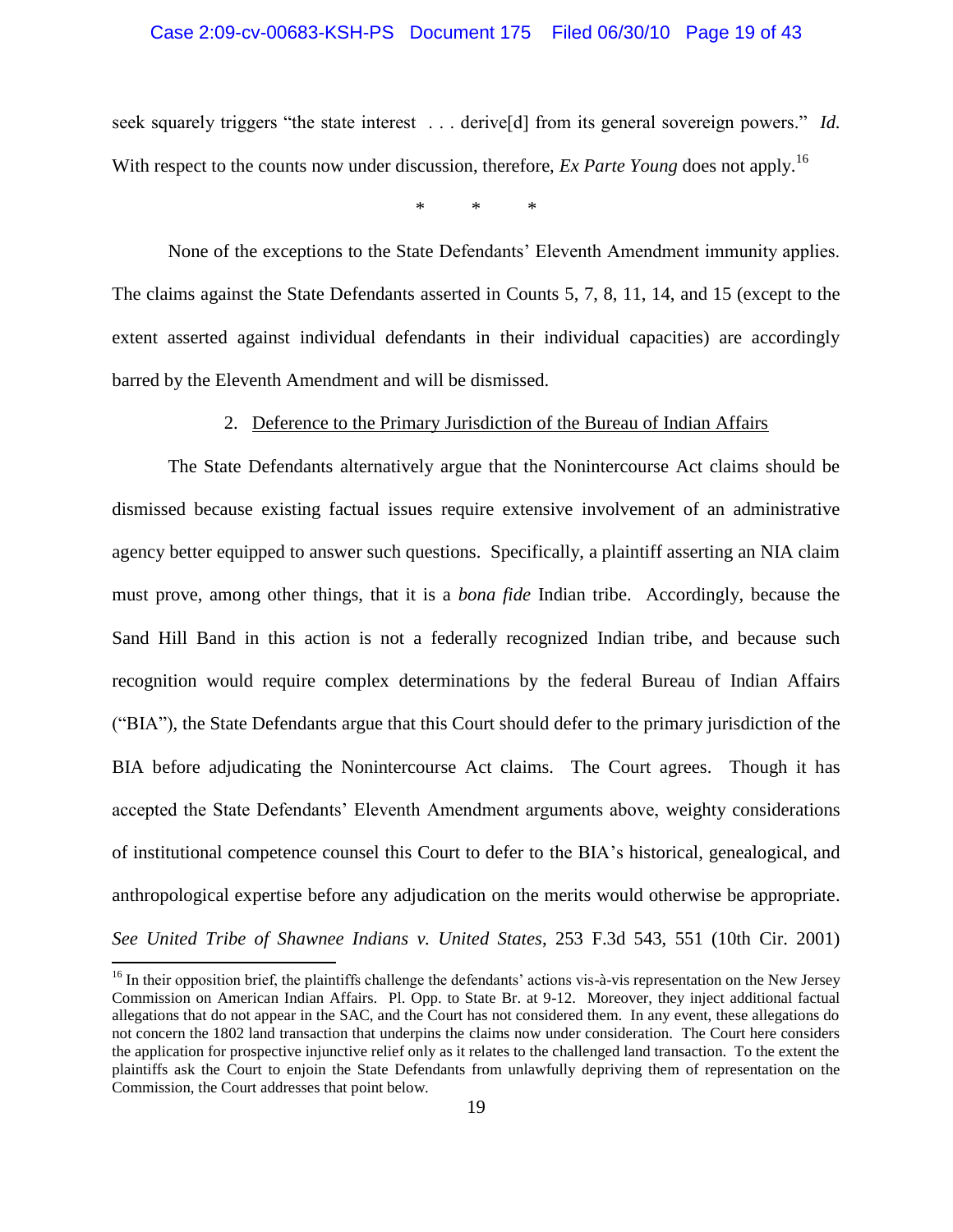seek squarely triggers "the state interest . . . derive[d] from its general sovereign powers." *Id.* With respect to the counts now under discussion, therefore, *Ex Parte Young* does not apply.[16]

\* \* \*

None of the exceptions to the State Defendants' Eleventh Amendment immunity applies. The claims against the State Defendants asserted in Counts 5, 7, 8, 11, 14, and 15 (except to the extent asserted against individual defendants in their individual capacities) are accordingly barred by the Eleventh Amendment and will be dismissed.

2. <u>Deference to the Primary Jurisdiction of the Bureau of Indian Affairs</u>

The State Defendants alternatively argue that the Nonintercourse Act claims should be dismissed because existing factual issues require extensive involvement of an administrative agency better equipped to answer such questions. Specifically, a plaintiff asserting an NIA claim must prove, among other things, that it is a *bona fide* Indian tribe. Accordingly, because the Sand Hill Band in this action is not a federally recognized Indian tribe, and because such recognition would require complex determinations by the federal Bureau of Indian Affairs ("BIA"), the State Defendants argue that this Court should defer to the primary jurisdiction of the BIA before adjudicating the Nonintercourse Act claims. The Court agrees. Though it has accepted the State Defendants' Eleventh Amendment arguments above, weighty considerations of institutional competence counsel this Court to defer to the BIA's historical, genealogical, and anthropological expertise before any adjudication on the merits would otherwise be appropriate. *See United Tribe of Shawnee Indians v. United States*, 253 F.3d 543, 551 (10th Cir. 2001)

[16] In their opposition brief, the plaintiffs challenge the defendants' actions vis-à-vis representation on the New Jersey Commission on American Indian Affairs. Pl. Opp. to State Br. at 9-12. Moreover, they inject additional factual allegations that do not appear in the SAC, and the Court has not considered them. In any event, these allegations do not concern the 1802 land transaction that underpins the claims now under consideration. The Court here considers the application for prospective injunctive relief only as it relates to the challenged land transaction. To the extent the plaintiffs ask the Court to enjoin the State Defendants from unlawfully depriving them of representation on the Commission, the Court addresses that point below.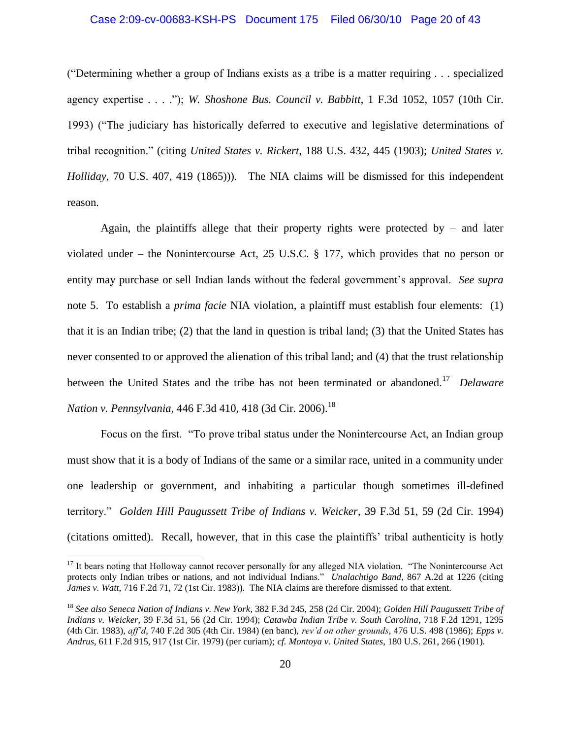("Determining whether a group of Indians exists as a tribe is a matter requiring . . . specialized agency expertise . . . ."); *W. Shoshone Bus. Council v. Babbitt*, 1 F.3d 1052, 1057 (10th Cir. 1993) ("The judiciary has historically deferred to executive and legislative determinations of tribal recognition." (citing *United States v. Rickert*, 188 U.S. 432, 445 (1903); *United States v. Holliday*, 70 U.S. 407, 419 (1865))). The NIA claims will be dismissed for this independent reason.

Again, the plaintiffs allege that their property rights were protected by – and later violated under – the Nonintercourse Act, 25 U.S.C. § 177, which provides that no person or entity may purchase or sell Indian lands without the federal government's approval. *See supra* note 5. To establish a *prima facie* NIA violation, a plaintiff must establish four elements: (1) that it is an Indian tribe; (2) that the land in question is tribal land; (3) that the United States has never consented to or approved the alienation of this tribal land; and (4) that the trust relationship between the United States and the tribe has not been terminated or abandoned.[17] *Delaware Nation v. Pennsylvania*, 446 F.3d 410, 418 (3d Cir. 2006).[18]

Focus on the first. "To prove tribal status under the Nonintercourse Act, an Indian group must show that it is a body of Indians of the same or a similar race, united in a community under one leadership or government, and inhabiting a particular though sometimes ill-defined territory." *Golden Hill Paugussett Tribe of Indians v. Weicker*, 39 F.3d 51, 59 (2d Cir. 1994) (citations omitted). Recall, however, that in this case the plaintiffs' tribal authenticity is hotly

---

[17] It bears noting that Holloway cannot recover personally for any alleged NIA violation. "The Nonintercourse Act protects only Indian tribes or nations, and not individual Indians." *Unalachtigo Band*, 867 A.2d at 1226 (citing *James v. Watt*, 716 F.2d 71, 72 (1st Cir. 1983)). The NIA claims are therefore dismissed to that extent.

[18] *See also Seneca Nation of Indians v. New York*, 382 F.3d 245, 258 (2d Cir. 2004); *Golden Hill Paugussett Tribe of Indians v. Weicker*, 39 F.3d 51, 56 (2d Cir. 1994); *Catawba Indian Tribe v. South Carolina*, 718 F.2d 1291, 1295 (4th Cir. 1983), *aff'd*, 740 F.2d 305 (4th Cir. 1984) (en banc), *rev'd on other grounds*, 476 U.S. 498 (1986); *Epps v. Andrus*, 611 F.2d 915, 917 (1st Cir. 1979) (per curiam); *cf. Montoya v. United States*, 180 U.S. 261, 266 (1901).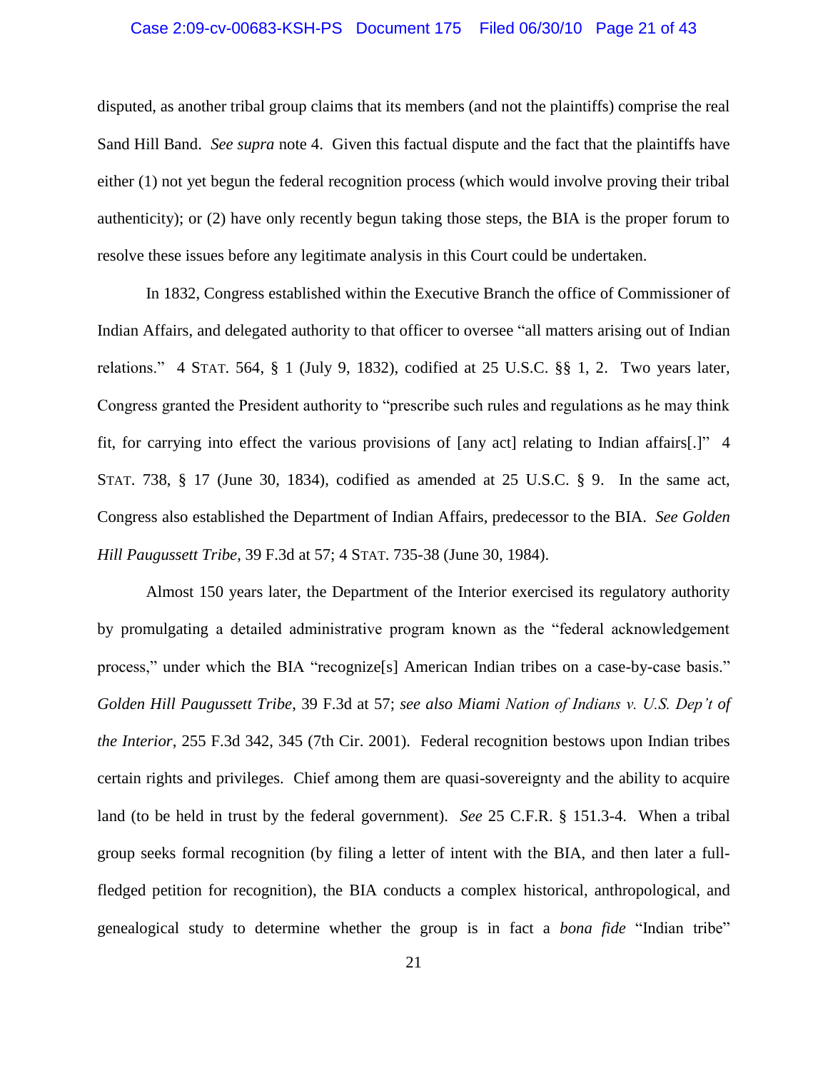disputed, as another tribal group claims that its members (and not the plaintiffs) comprise the real Sand Hill Band. *See supra* note 4. Given this factual dispute and the fact that the plaintiffs have either (1) not yet begun the federal recognition process (which would involve proving their tribal authenticity); or (2) have only recently begun taking those steps, the BIA is the proper forum to resolve these issues before any legitimate analysis in this Court could be undertaken.

In 1832, Congress established within the Executive Branch the office of Commissioner of Indian Affairs, and delegated authority to that officer to oversee "all matters arising out of Indian relations." 4 STAT. 564, § 1 (July 9, 1832), codified at 25 U.S.C. §§ 1, 2. Two years later, Congress granted the President authority to "prescribe such rules and regulations as he may think fit, for carrying into effect the various provisions of [any act] relating to Indian affairs[.]" 4 STAT. 738, § 17 (June 30, 1834), codified as amended at 25 U.S.C. § 9. In the same act, Congress also established the Department of Indian Affairs, predecessor to the BIA. *See Golden Hill Paugussett Tribe*, 39 F.3d at 57; 4 STAT. 735-38 (June 30, 1984).

Almost 150 years later, the Department of the Interior exercised its regulatory authority by promulgating a detailed administrative program known as the "federal acknowledgement process," under which the BIA "recognize[s] American Indian tribes on a case-by-case basis." *Golden Hill Paugussett Tribe*, 39 F.3d at 57; *see also Miami Nation of Indians v. U.S. Dep't of the Interior*, 255 F.3d 342, 345 (7th Cir. 2001). Federal recognition bestows upon Indian tribes certain rights and privileges. Chief among them are quasi-sovereignty and the ability to acquire land (to be held in trust by the federal government). *See* 25 C.F.R. § 151.3-4. When a tribal group seeks formal recognition (by filing a letter of intent with the BIA, and then later a full-fledged petition for recognition), the BIA conducts a complex historical, anthropological, and genealogical study to determine whether the group is in fact a *bona fide* "Indian tribe"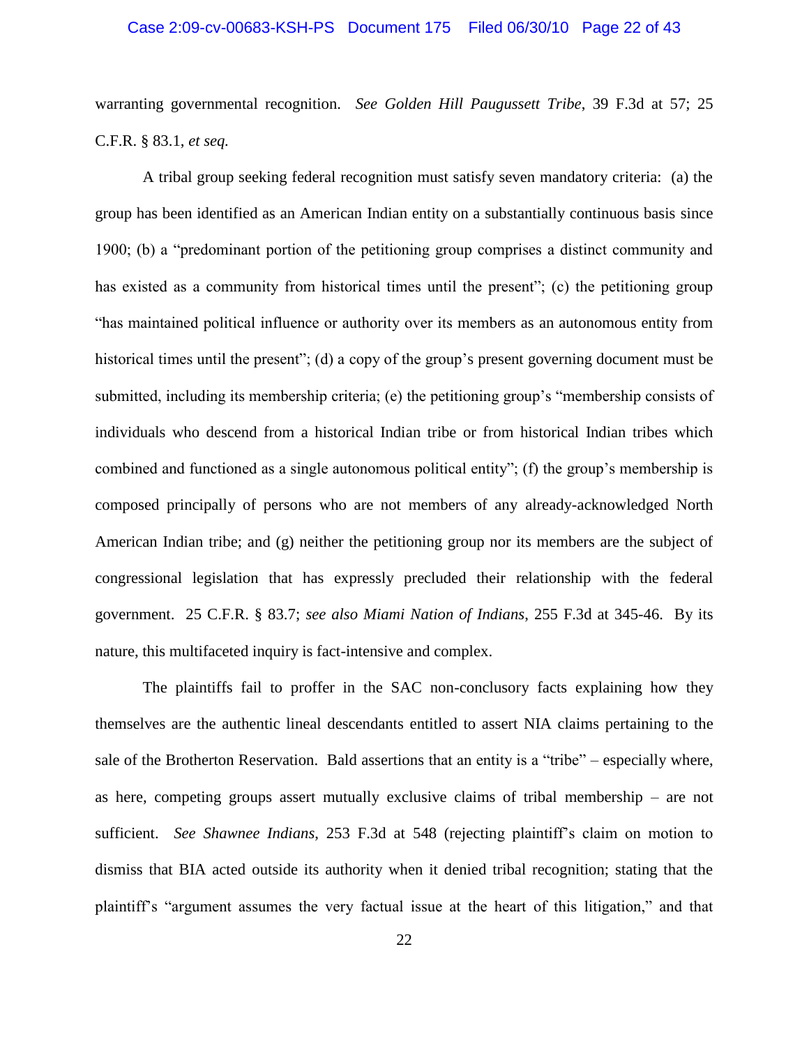warranting governmental recognition. *See Golden Hill Paugussett Tribe*, 39 F.3d at 57; 25 C.F.R. § 83.1, *et seq.*

A tribal group seeking federal recognition must satisfy seven mandatory criteria: (a) the group has been identified as an American Indian entity on a substantially continuous basis since 1900; (b) a "predominant portion of the petitioning group comprises a distinct community and has existed as a community from historical times until the present"; (c) the petitioning group "has maintained political influence or authority over its members as an autonomous entity from historical times until the present"; (d) a copy of the group's present governing document must be submitted, including its membership criteria; (e) the petitioning group's "membership consists of individuals who descend from a historical Indian tribe or from historical Indian tribes which combined and functioned as a single autonomous political entity"; (f) the group's membership is composed principally of persons who are not members of any already-acknowledged North American Indian tribe; and (g) neither the petitioning group nor its members are the subject of congressional legislation that has expressly precluded their relationship with the federal government. 25 C.F.R. § 83.7; *see also Miami Nation of Indians*, 255 F.3d at 345-46. By its nature, this multifaceted inquiry is fact-intensive and complex.

The plaintiffs fail to proffer in the SAC non-conclusory facts explaining how they themselves are the authentic lineal descendants entitled to assert NIA claims pertaining to the sale of the Brotherton Reservation. Bald assertions that an entity is a "tribe" – especially where, as here, competing groups assert mutually exclusive claims of tribal membership – are not sufficient. *See Shawnee Indians*, 253 F.3d at 548 (rejecting plaintiff's claim on motion to dismiss that BIA acted outside its authority when it denied tribal recognition; stating that the plaintiff's "argument assumes the very factual issue at the heart of this litigation," and that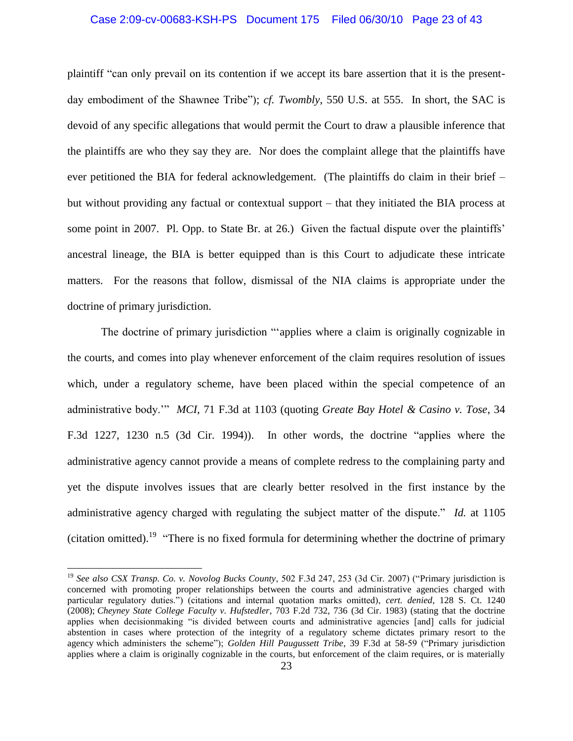plaintiff "can only prevail on its contention if we accept its bare assertion that it is the present-day embodiment of the Shawnee Tribe"); *cf. Twombly*, 550 U.S. at 555. In short, the SAC is devoid of any specific allegations that would permit the Court to draw a plausible inference that the plaintiffs are who they say they are. Nor does the complaint allege that the plaintiffs have ever petitioned the BIA for federal acknowledgement. (The plaintiffs do claim in their brief – but without providing any factual or contextual support – that they initiated the BIA process at some point in 2007. Pl. Opp. to State Br. at 26.) Given the factual dispute over the plaintiffs' ancestral lineage, the BIA is better equipped than is this Court to adjudicate these intricate matters. For the reasons that follow, dismissal of the NIA claims is appropriate under the doctrine of primary jurisdiction.

The doctrine of primary jurisdiction "'applies where a claim is originally cognizable in the courts, and comes into play whenever enforcement of the claim requires resolution of issues which, under a regulatory scheme, have been placed within the special competence of an administrative body.'" *MCI*, 71 F.3d at 1103 (quoting *Greate Bay Hotel & Casino v. Tose*, 34 F.3d 1227, 1230 n.5 (3d Cir. 1994)). In other words, the doctrine "applies where the administrative agency cannot provide a means of complete redress to the complaining party and yet the dispute involves issues that are clearly better resolved in the first instance by the administrative agency charged with regulating the subject matter of the dispute." *Id.* at 1105 (citation omitted).[19] "There is no fixed formula for determining whether the doctrine of primary

---

[19] *See also CSX Transp. Co. v. Novolog Bucks County*, 502 F.3d 247, 253 (3d Cir. 2007) ("Primary jurisdiction is concerned with promoting proper relationships between the courts and administrative agencies charged with particular regulatory duties.") (citations and internal quotation marks omitted), *cert. denied*, 128 S. Ct. 1240 (2008); *Cheyney State College Faculty v. Hufstedler*, 703 F.2d 732, 736 (3d Cir. 1983) (stating that the doctrine applies when decisionmaking "is divided between courts and administrative agencies [and] calls for judicial abstention in cases where protection of the integrity of a regulatory scheme dictates primary resort to the agency which administers the scheme"); *Golden Hill Paugussett Tribe*, 39 F.3d at 58-59 ("Primary jurisdiction applies where a claim is originally cognizable in the courts, but enforcement of the claim requires, or is materially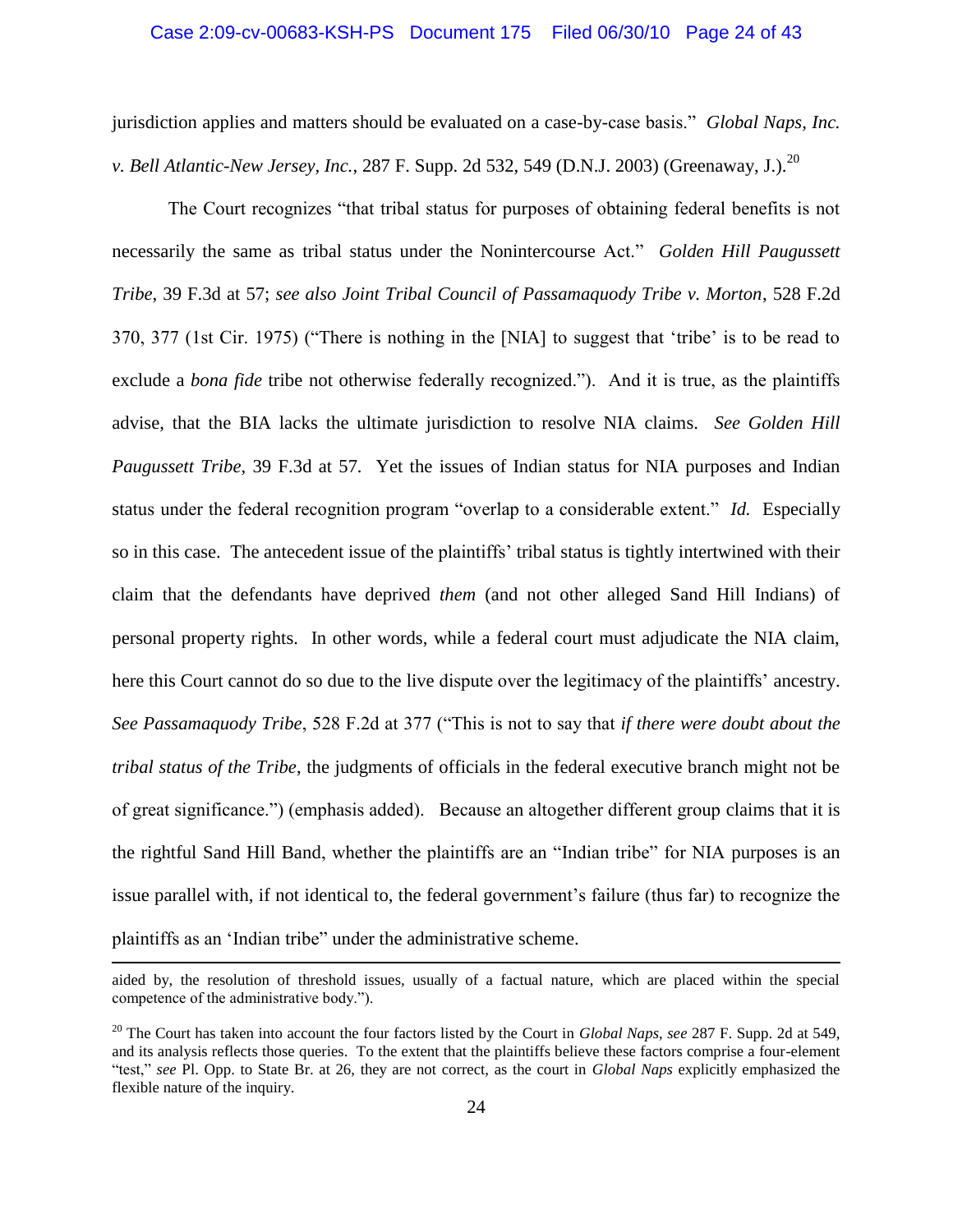jurisdiction applies and matters should be evaluated on a case-by-case basis." *Global Naps, Inc. v. Bell Atlantic-New Jersey, Inc.*, 287 F. Supp. 2d 532, 549 (D.N.J. 2003) (Greenaway, J.).[20]

The Court recognizes "that tribal status for purposes of obtaining federal benefits is not necessarily the same as tribal status under the Nonintercourse Act." *Golden Hill Paugussett Tribe*, 39 F.3d at 57; *see also Joint Tribal Council of Passamaquody Tribe v. Morton*, 528 F.2d 370, 377 (1st Cir. 1975) ("There is nothing in the [NIA] to suggest that 'tribe' is to be read to exclude a *bona fide* tribe not otherwise federally recognized."). And it is true, as the plaintiffs advise, that the BIA lacks the ultimate jurisdiction to resolve NIA claims. *See Golden Hill Paugussett Tribe*, 39 F.3d at 57. Yet the issues of Indian status for NIA purposes and Indian status under the federal recognition program "overlap to a considerable extent." *Id.* Especially so in this case. The antecedent issue of the plaintiffs' tribal status is tightly intertwined with their claim that the defendants have deprived *them* (and not other alleged Sand Hill Indians) of personal property rights. In other words, while a federal court must adjudicate the NIA claim, here this Court cannot do so due to the live dispute over the legitimacy of the plaintiffs' ancestry. *See Passamaquody Tribe*, 528 F.2d at 377 ("This is not to say that *if there were doubt about the tribal status of the Tribe*, the judgments of officials in the federal executive branch might not be of great significance.") (emphasis added). Because an altogether different group claims that it is the rightful Sand Hill Band, whether the plaintiffs are an "Indian tribe" for NIA purposes is an issue parallel with, if not identical to, the federal government's failure (thus far) to recognize the plaintiffs as an 'Indian tribe" under the administrative scheme.

---

aided by, the resolution of threshold issues, usually of a factual nature, which are placed within the special competence of the administrative body.").

[20] The Court has taken into account the four factors listed by the Court in *Global Naps*, *see* 287 F. Supp. 2d at 549, and its analysis reflects those queries. To the extent that the plaintiffs believe these factors comprise a four-element "test," *see* Pl. Opp. to State Br. at 26, they are not correct, as the court in *Global Naps* explicitly emphasized the flexible nature of the inquiry.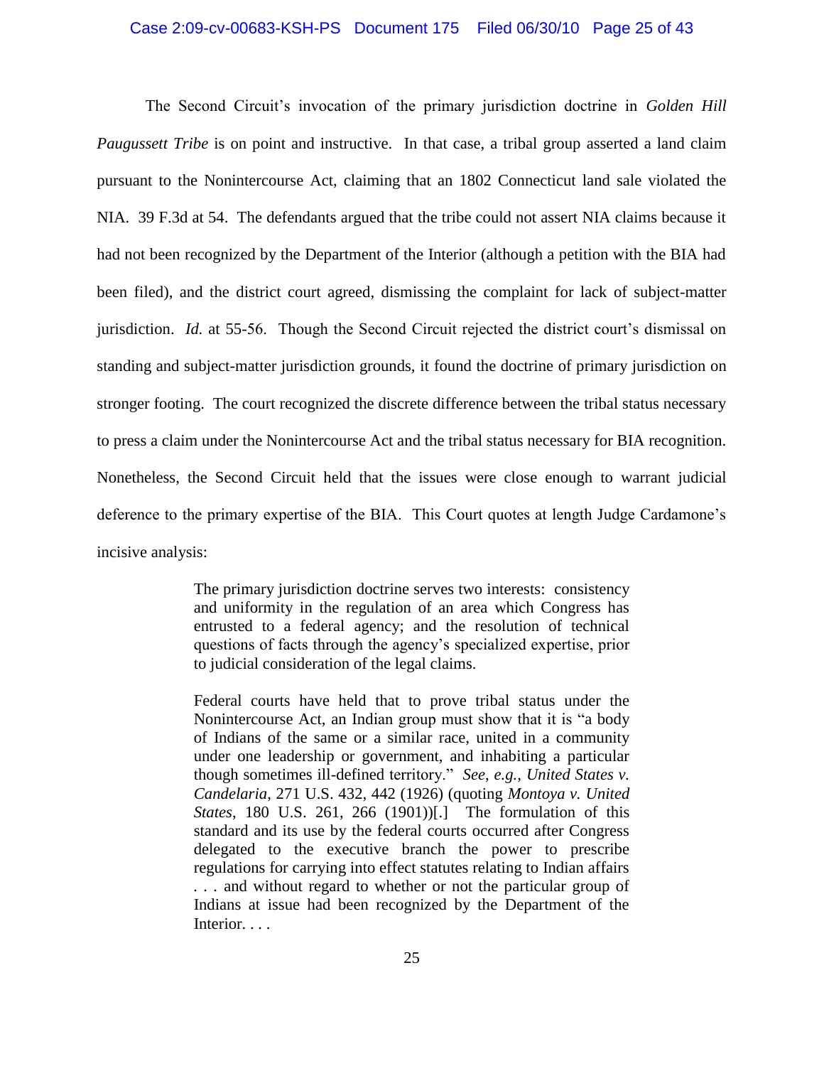The Second Circuit's invocation of the primary jurisdiction doctrine in *Golden Hill Paugussett Tribe* is on point and instructive. In that case, a tribal group asserted a land claim pursuant to the Nonintercourse Act, claiming that an 1802 Connecticut land sale violated the NIA. 39 F.3d at 54. The defendants argued that the tribe could not assert NIA claims because it had not been recognized by the Department of the Interior (although a petition with the BIA had been filed), and the district court agreed, dismissing the complaint for lack of subject-matter jurisdiction. *Id.* at 55-56. Though the Second Circuit rejected the district court's dismissal on standing and subject-matter jurisdiction grounds, it found the doctrine of primary jurisdiction on stronger footing. The court recognized the discrete difference between the tribal status necessary to press a claim under the Nonintercourse Act and the tribal status necessary for BIA recognition. Nonetheless, the Second Circuit held that the issues were close enough to warrant judicial deference to the primary expertise of the BIA. This Court quotes at length Judge Cardamone's incisive analysis:

> The primary jurisdiction doctrine serves two interests: consistency and uniformity in the regulation of an area which Congress has entrusted to a federal agency; and the resolution of technical questions of facts through the agency's specialized expertise, prior to judicial consideration of the legal claims.
>
> Federal courts have held that to prove tribal status under the Nonintercourse Act, an Indian group must show that it is "a body of Indians of the same or a similar race, united in a community under one leadership or government, and inhabiting a particular though sometimes ill-defined territory." *See, e.g.*, *United States v. Candelaria*, 271 U.S. 432, 442 (1926) (quoting *Montoya v. United States*, 180 U.S. 261, 266 (1901))[.] The formulation of this standard and its use by the federal courts occurred after Congress delegated to the executive branch the power to prescribe regulations for carrying into effect statutes relating to Indian affairs . . . and without regard to whether or not the particular group of Indians at issue had been recognized by the Department of the Interior. . . .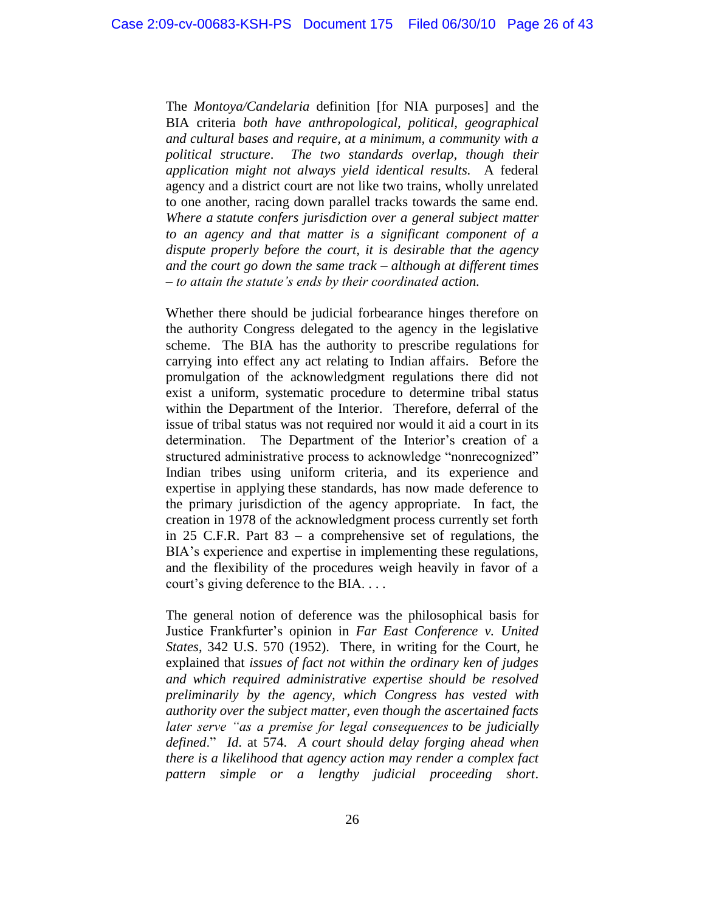The *Montoya/Candelaria* definition [for NIA purposes] and the BIA criteria *both have anthropological, political, geographical and cultural bases and require, at a minimum, a community with a political structure*. *The two standards overlap, though their application might not always yield identical results.* A federal agency and a district court are not like two trains, wholly unrelated to one another, racing down parallel tracks towards the same end. *Where a statute confers jurisdiction over a general subject matter to an agency and that matter is a significant component of a dispute properly before the court, it is desirable that the agency and the court go down the same track – although at different times – to attain the statute's ends by their coordinated action.*

Whether there should be judicial forbearance hinges therefore on the authority Congress delegated to the agency in the legislative scheme. The BIA has the authority to prescribe regulations for carrying into effect any act relating to Indian affairs. Before the promulgation of the acknowledgment regulations there did not exist a uniform, systematic procedure to determine tribal status within the Department of the Interior. Therefore, deferral of the issue of tribal status was not required nor would it aid a court in its determination. The Department of the Interior's creation of a structured administrative process to acknowledge "nonrecognized" Indian tribes using uniform criteria, and its experience and expertise in applying these standards, has now made deference to the primary jurisdiction of the agency appropriate. In fact, the creation in 1978 of the acknowledgment process currently set forth in 25 C.F.R. Part 83 – a comprehensive set of regulations, the BIA's experience and expertise in implementing these regulations, and the flexibility of the procedures weigh heavily in favor of a court's giving deference to the BIA. . . .

The general notion of deference was the philosophical basis for Justice Frankfurter's opinion in *Far East Conference v. United States*, 342 U.S. 570 (1952). There, in writing for the Court, he explained that *issues of fact not within the ordinary ken of judges and which required administrative expertise should be resolved preliminarily by the agency, which Congress has vested with authority over the subject matter, even though the ascertained facts later serve "as a premise for legal consequences to be judicially defined*." *Id.* at 574. *A court should delay forging ahead when there is a likelihood that agency action may render a complex fact pattern simple or a lengthy judicial proceeding short*.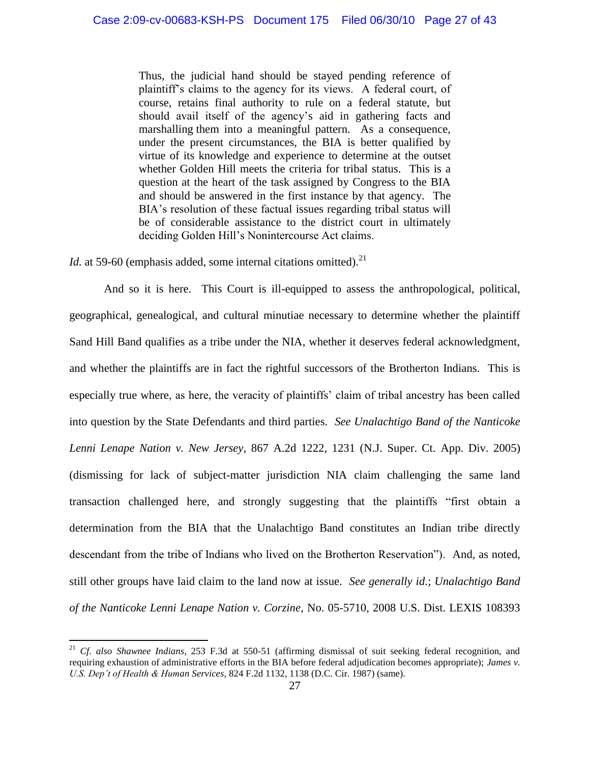> Thus, the judicial hand should be stayed pending reference of plaintiff's claims to the agency for its views. A federal court, of course, retains final authority to rule on a federal statute, but should avail itself of the agency's aid in gathering facts and marshalling them into a meaningful pattern. As a consequence, under the present circumstances, the BIA is better qualified by virtue of its knowledge and experience to determine at the outset whether Golden Hill meets the criteria for tribal status. This is a question at the heart of the task assigned by Congress to the BIA and should be answered in the first instance by that agency. The BIA's resolution of these factual issues regarding tribal status will be of considerable assistance to the district court in ultimately deciding Golden Hill's Nonintercourse Act claims.

*Id.* at 59-60 (emphasis added, some internal citations omitted).[21]

And so it is here. This Court is ill-equipped to assess the anthropological, political, geographical, genealogical, and cultural minutiae necessary to determine whether the plaintiff Sand Hill Band qualifies as a tribe under the NIA, whether it deserves federal acknowledgment, and whether the plaintiffs are in fact the rightful successors of the Brotherton Indians. This is especially true where, as here, the veracity of plaintiffs' claim of tribal ancestry has been called into question by the State Defendants and third parties. *See Unalachtigo Band of the Nanticoke Lenni Lenape Nation v. New Jersey*, 867 A.2d 1222, 1231 (N.J. Super. Ct. App. Div. 2005) (dismissing for lack of subject-matter jurisdiction NIA claim challenging the same land transaction challenged here, and strongly suggesting that the plaintiffs "first obtain a determination from the BIA that the Unalachtigo Band constitutes an Indian tribe directly descendant from the tribe of Indians who lived on the Brotherton Reservation"). And, as noted, still other groups have laid claim to the land now at issue. *See generally id.*; *Unalachtigo Band of the Nanticoke Lenni Lenape Nation v. Corzine*, No. 05-5710, 2008 U.S. Dist. LEXIS 108393

---

[21] *Cf. also Shawnee Indians*, 253 F.3d at 550-51 (affirming dismissal of suit seeking federal recognition, and requiring exhaustion of administrative efforts in the BIA before federal adjudication becomes appropriate); *James v. U.S. Dep't of Health & Human Services*, 824 F.2d 1132, 1138 (D.C. Cir. 1987) (same).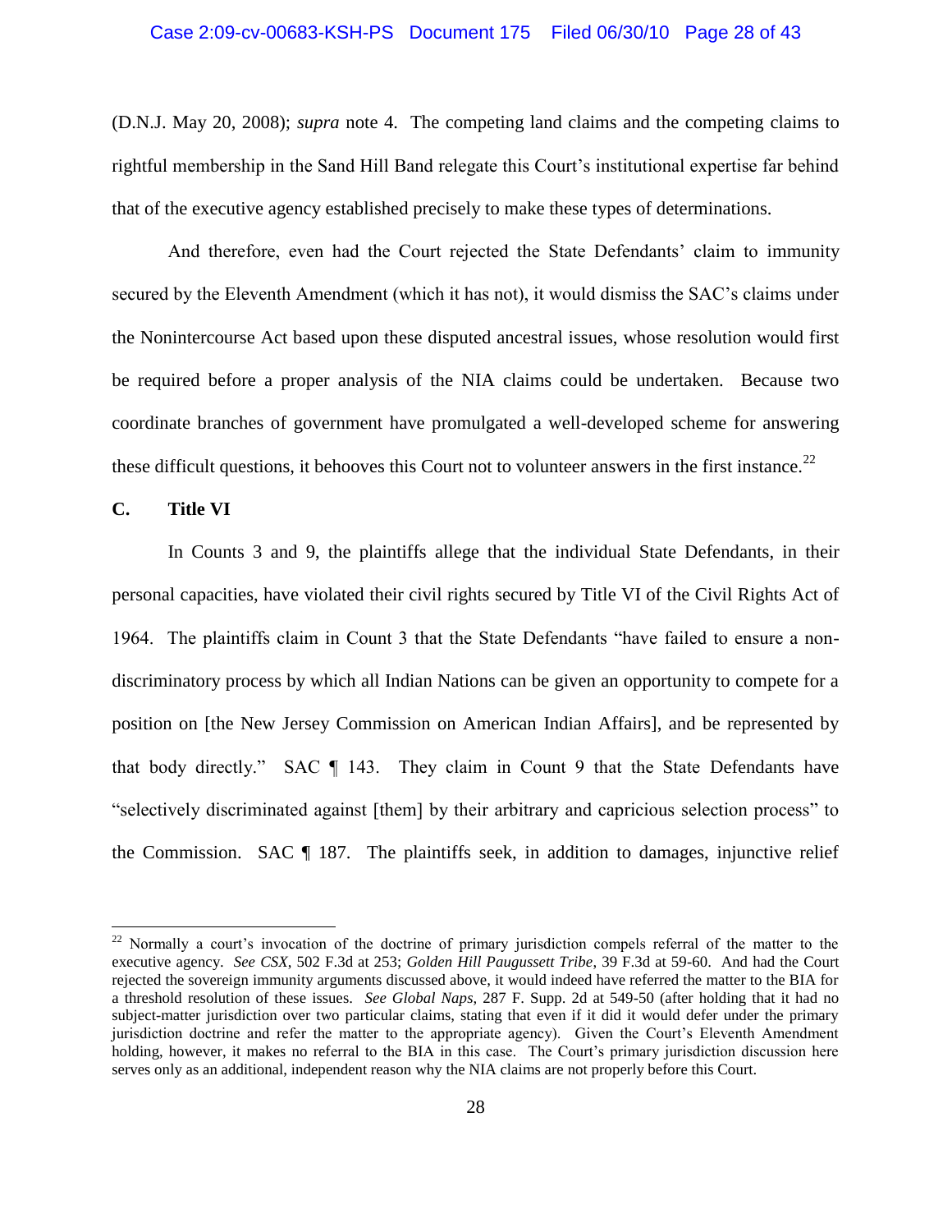(D.N.J. May 20, 2008); *supra* note 4. The competing land claims and the competing claims to rightful membership in the Sand Hill Band relegate this Court's institutional expertise far behind that of the executive agency established precisely to make these types of determinations.

And therefore, even had the Court rejected the State Defendants' claim to immunity secured by the Eleventh Amendment (which it has not), it would dismiss the SAC's claims under the Nonintercourse Act based upon these disputed ancestral issues, whose resolution would first be required before a proper analysis of the NIA claims could be undertaken. Because two coordinate branches of government have promulgated a well-developed scheme for answering these difficult questions, it behooves this Court not to volunteer answers in the first instance.[22]

**C. Title VI**

In Counts 3 and 9, the plaintiffs allege that the individual State Defendants, in their personal capacities, have violated their civil rights secured by Title VI of the Civil Rights Act of 1964. The plaintiffs claim in Count 3 that the State Defendants "have failed to ensure a non-discriminatory process by which all Indian Nations can be given an opportunity to compete for a position on [the New Jersey Commission on American Indian Affairs], and be represented by that body directly." SAC ¶ 143. They claim in Count 9 that the State Defendants have "selectively discriminated against [them] by their arbitrary and capricious selection process" to the Commission. SAC ¶ 187. The plaintiffs seek, in addition to damages, injunctive relief

---

[22] Normally a court's invocation of the doctrine of primary jurisdiction compels referral of the matter to the executive agency. *See CSX*, 502 F.3d at 253; *Golden Hill Paugussett Tribe*, 39 F.3d at 59-60. And had the Court rejected the sovereign immunity arguments discussed above, it would indeed have referred the matter to the BIA for a threshold resolution of these issues. *See Global Naps*, 287 F. Supp. 2d at 549-50 (after holding that it had no subject-matter jurisdiction over two particular claims, stating that even if it did it would defer under the primary jurisdiction doctrine and refer the matter to the appropriate agency). Given the Court's Eleventh Amendment holding, however, it makes no referral to the BIA in this case. The Court's primary jurisdiction discussion here serves only as an additional, independent reason why the NIA claims are not properly before this Court.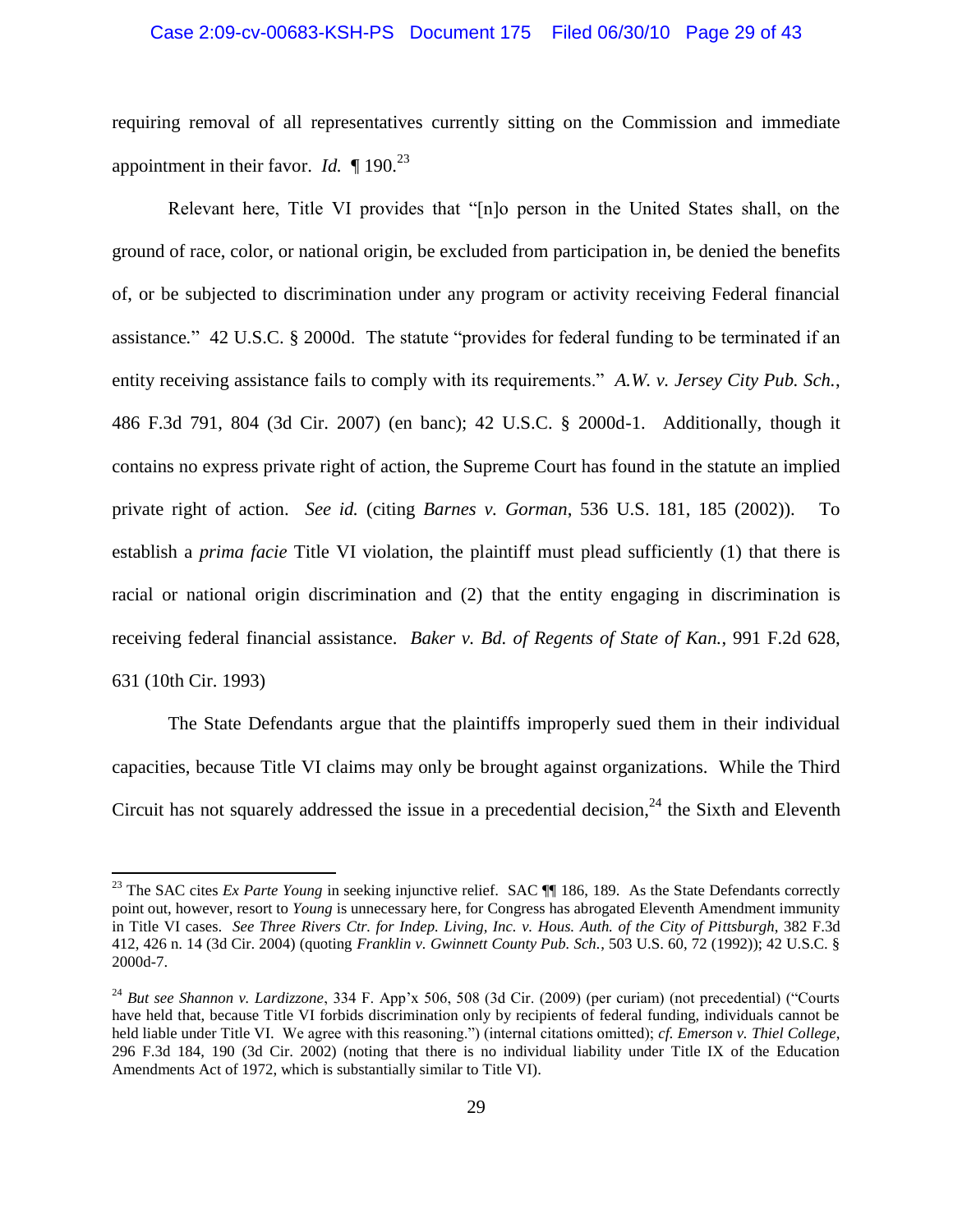requiring removal of all representatives currently sitting on the Commission and immediate appointment in their favor. *Id.* ¶ 190.[23]

Relevant here, Title VI provides that "[n]o person in the United States shall, on the ground of race, color, or national origin, be excluded from participation in, be denied the benefits of, or be subjected to discrimination under any program or activity receiving Federal financial assistance." 42 U.S.C. § 2000d. The statute "provides for federal funding to be terminated if an entity receiving assistance fails to comply with its requirements." *A.W. v. Jersey City Pub. Sch.*, 486 F.3d 791, 804 (3d Cir. 2007) (en banc); 42 U.S.C. § 2000d-1. Additionally, though it contains no express private right of action, the Supreme Court has found in the statute an implied private right of action. *See id.* (citing *Barnes v. Gorman*, 536 U.S. 181, 185 (2002)). To establish a *prima facie* Title VI violation, the plaintiff must plead sufficiently (1) that there is racial or national origin discrimination and (2) that the entity engaging in discrimination is receiving federal financial assistance. *Baker v. Bd. of Regents of State of Kan.*, 991 F.2d 628, 631 (10th Cir. 1993)

The State Defendants argue that the plaintiffs improperly sued them in their individual capacities, because Title VI claims may only be brought against organizations. While the Third Circuit has not squarely addressed the issue in a precedential decision,[24] the Sixth and Eleventh

---

[23] The SAC cites *Ex Parte Young* in seeking injunctive relief. SAC ¶¶ 186, 189. As the State Defendants correctly point out, however, resort to *Young* is unnecessary here, for Congress has abrogated Eleventh Amendment immunity in Title VI cases. *See Three Rivers Ctr. for Indep. Living, Inc. v. Hous. Auth. of the City of Pittsburgh*, 382 F.3d 412, 426 n. 14 (3d Cir. 2004) (quoting *Franklin v. Gwinnett County Pub. Sch.*, 503 U.S. 60, 72 (1992)); 42 U.S.C. § 2000d-7.

[24] *But see Shannon v. Lardizzone*, 334 F. App'x 506, 508 (3d Cir. (2009) (per curiam) (not precedential) ("Courts have held that, because Title VI forbids discrimination only by recipients of federal funding, individuals cannot be held liable under Title VI. We agree with this reasoning.") (internal citations omitted); *cf. Emerson v. Thiel College*, 296 F.3d 184, 190 (3d Cir. 2002) (noting that there is no individual liability under Title IX of the Education Amendments Act of 1972, which is substantially similar to Title VI).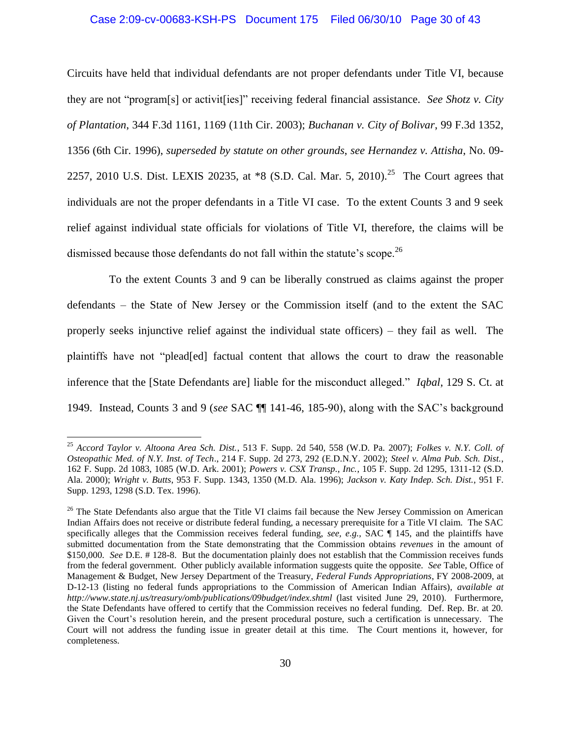Circuits have held that individual defendants are not proper defendants under Title VI, because they are not "program[s] or activit[ies]" receiving federal financial assistance. *See Shotz v. City of Plantation*, 344 F.3d 1161, 1169 (11th Cir. 2003); *Buchanan v. City of Bolivar*, 99 F.3d 1352, 1356 (6th Cir. 1996), *superseded by statute on other grounds*, *see Hernandez v. Attisha*, No. 09-2257, 2010 U.S. Dist. LEXIS 20235, at *8 (S.D. Cal. Mar. 5, 2010).[25] The Court agrees that individuals are not the proper defendants in a Title VI case. To the extent Counts 3 and 9 seek relief against individual state officials for violations of Title VI, therefore, the claims will be dismissed because those defendants do not fall within the statute's scope.[26]

To the extent Counts 3 and 9 can be liberally construed as claims against the proper defendants – the State of New Jersey or the Commission itself (and to the extent the SAC properly seeks injunctive relief against the individual state officers) – they fail as well. The plaintiffs have not "plead[ed] factual content that allows the court to draw the reasonable inference that the [State Defendants are] liable for the misconduct alleged." *Iqbal*, 129 S. Ct. at 1949. Instead, Counts 3 and 9 (*see* SAC ¶¶ 141-46, 185-90), along with the SAC's background

---

[25] *Accord Taylor v. Altoona Area Sch. Dist.*, 513 F. Supp. 2d 540, 558 (W.D. Pa. 2007); *Folkes v. N.Y. Coll. of Osteopathic Med. of N.Y. Inst. of Tech*., 214 F. Supp. 2d 273, 292 (E.D.N.Y. 2002); *Steel v. Alma Pub. Sch. Dist.*, 162 F. Supp. 2d 1083, 1085 (W.D. Ark. 2001); *Powers v. CSX Transp., Inc.*, 105 F. Supp. 2d 1295, 1311-12 (S.D. Ala. 2000); *Wright v. Butts*, 953 F. Supp. 1343, 1350 (M.D. Ala. 1996); *Jackson v. Katy Indep. Sch. Dist.*, 951 F. Supp. 1293, 1298 (S.D. Tex. 1996).

[26] The State Defendants also argue that the Title VI claims fail because the New Jersey Commission on American Indian Affairs does not receive or distribute federal funding, a necessary prerequisite for a Title VI claim. The SAC specifically alleges that the Commission receives federal funding, *see, e.g.*, SAC ¶ 145, and the plaintiffs have submitted documentation from the State demonstrating that the Commission obtains *revenues* in the amount of $150,000. *See* D.E. # 128-8. But the documentation plainly does not establish that the Commission receives funds from the federal government. Other publicly available information suggests quite the opposite. *See* Table, Office of Management & Budget, New Jersey Department of the Treasury, *Federal Funds Appropriations*, FY 2008-2009, at D-12-13 (listing no federal funds appropriations to the Commission of American Indian Affairs), *available at http://www.state.nj.us/treasury/omb/publications/09budget/index.shtml* (last visited June 29, 2010). Furthermore, the State Defendants have offered to certify that the Commission receives no federal funding. Def. Rep. Br. at 20. Given the Court's resolution herein, and the present procedural posture, such a certification is unnecessary. The Court will not address the funding issue in greater detail at this time. The Court mentions it, however, for completeness.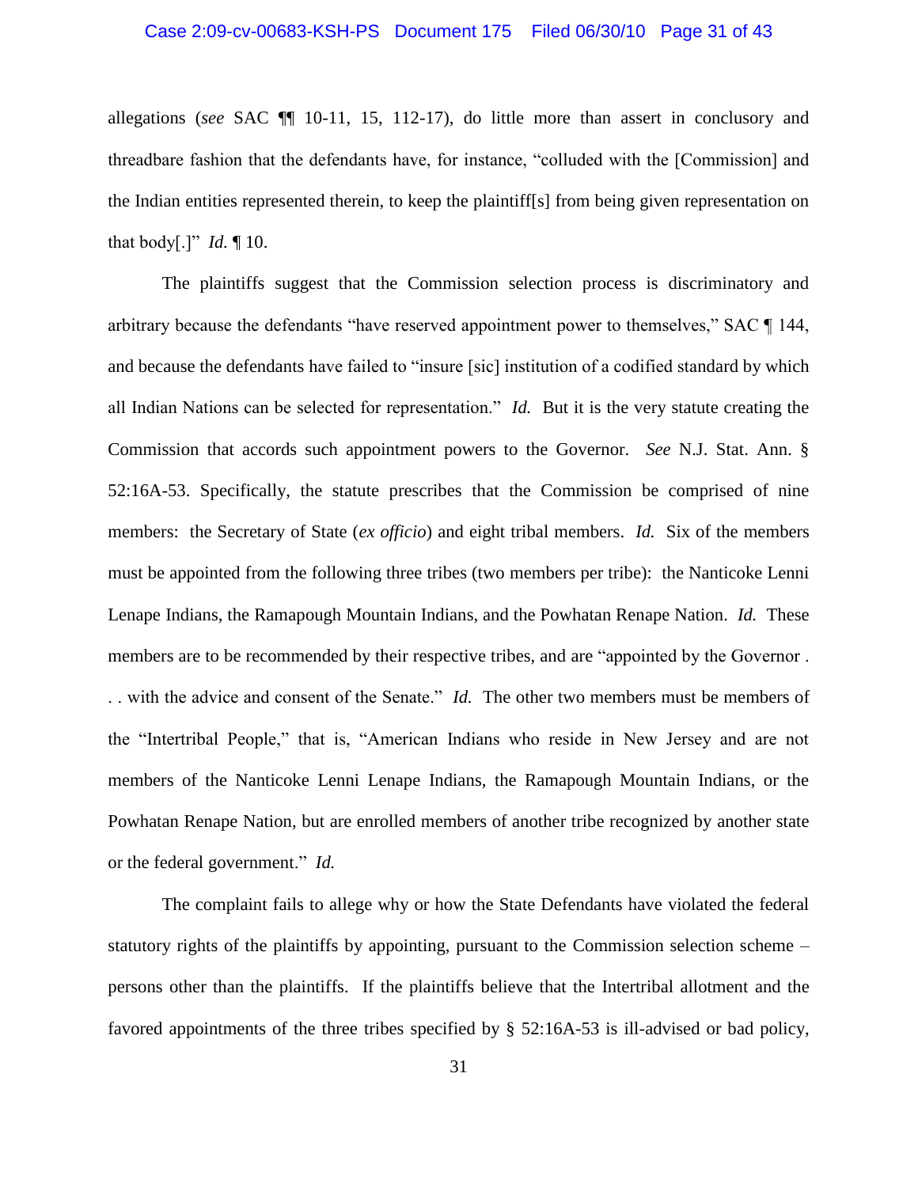allegations (*see* SAC ¶¶ 10-11, 15, 112-17), do little more than assert in conclusory and threadbare fashion that the defendants have, for instance, "colluded with the [Commission] and the Indian entities represented therein, to keep the plaintiff[s] from being given representation on that body[.]" *Id.* ¶ 10.

The plaintiffs suggest that the Commission selection process is discriminatory and arbitrary because the defendants "have reserved appointment power to themselves," SAC ¶ 144, and because the defendants have failed to "insure [sic] institution of a codified standard by which all Indian Nations can be selected for representation." *Id.* But it is the very statute creating the Commission that accords such appointment powers to the Governor. *See* N.J. Stat. Ann. § 52:16A-53. Specifically, the statute prescribes that the Commission be comprised of nine members: the Secretary of State (*ex officio*) and eight tribal members. *Id.* Six of the members must be appointed from the following three tribes (two members per tribe): the Nanticoke Lenni Lenape Indians, the Ramapough Mountain Indians, and the Powhatan Renape Nation. *Id.* These members are to be recommended by their respective tribes, and are "appointed by the Governor . . . with the advice and consent of the Senate." *Id.* The other two members must be members of the "Intertribal People," that is, "American Indians who reside in New Jersey and are not members of the Nanticoke Lenni Lenape Indians, the Ramapough Mountain Indians, or the Powhatan Renape Nation, but are enrolled members of another tribe recognized by another state or the federal government." *Id.*

The complaint fails to allege why or how the State Defendants have violated the federal statutory rights of the plaintiffs by appointing, pursuant to the Commission selection scheme – persons other than the plaintiffs. If the plaintiffs believe that the Intertribal allotment and the favored appointments of the three tribes specified by § 52:16A-53 is ill-advised or bad policy,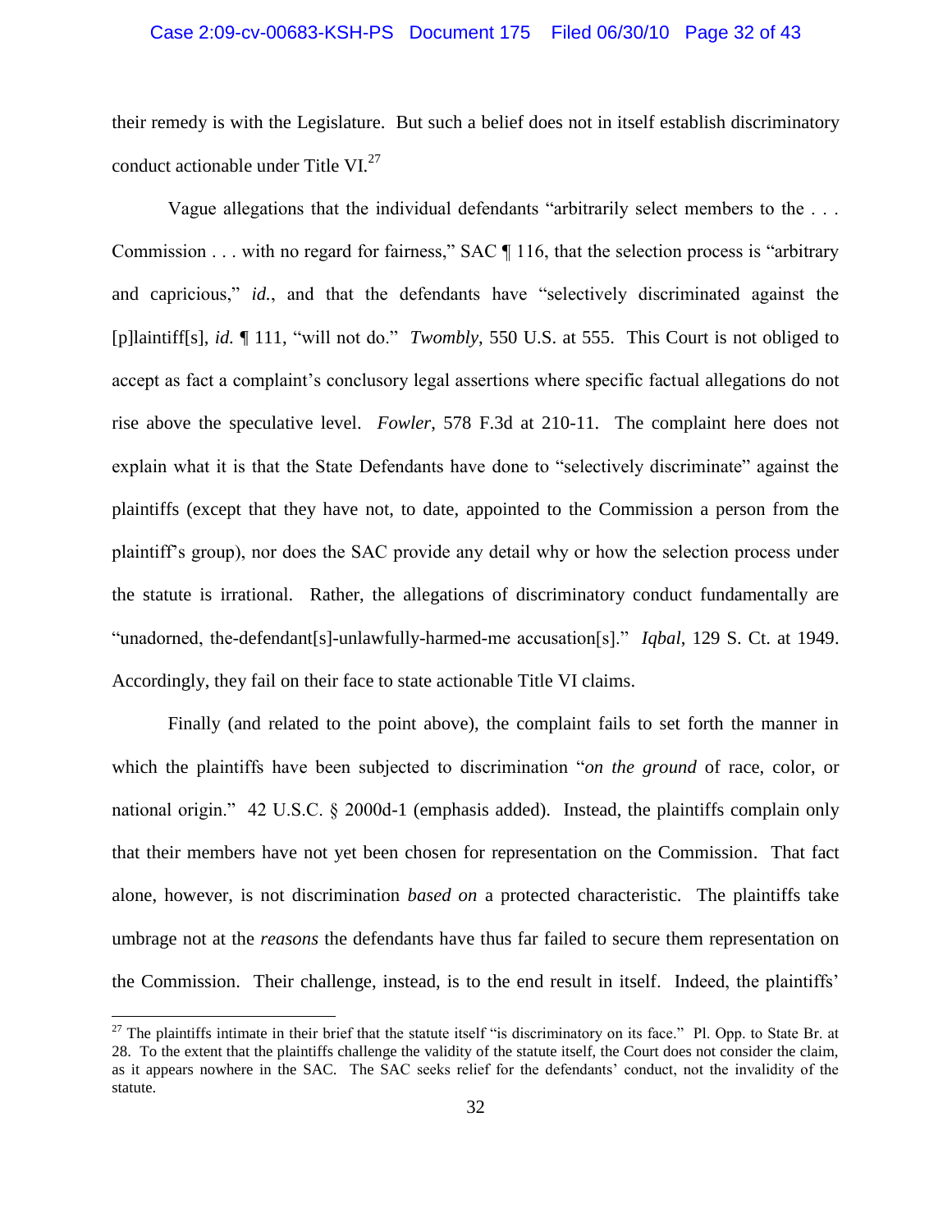their remedy is with the Legislature. But such a belief does not in itself establish discriminatory conduct actionable under Title VI.[27]

Vague allegations that the individual defendants "arbitrarily select members to the . . . Commission . . . with no regard for fairness," SAC ¶ 116, that the selection process is "arbitrary and capricious," *id.*, and that the defendants have "selectively discriminated against the [p]laintiff[s], *id.* ¶ 111, "will not do." *Twombly*, 550 U.S. at 555. This Court is not obliged to accept as fact a complaint's conclusory legal assertions where specific factual allegations do not rise above the speculative level. *Fowler*, 578 F.3d at 210-11. The complaint here does not explain what it is that the State Defendants have done to "selectively discriminate" against the plaintiffs (except that they have not, to date, appointed to the Commission a person from the plaintiff's group), nor does the SAC provide any detail why or how the selection process under the statute is irrational. Rather, the allegations of discriminatory conduct fundamentally are "unadorned, the-defendant[s]-unlawfully-harmed-me accusation[s]." *Iqbal*, 129 S. Ct. at 1949. Accordingly, they fail on their face to state actionable Title VI claims.

Finally (and related to the point above), the complaint fails to set forth the manner in which the plaintiffs have been subjected to discrimination "*on the ground* of race, color, or national origin." 42 U.S.C. § 2000d-1 (emphasis added). Instead, the plaintiffs complain only that their members have not yet been chosen for representation on the Commission. That fact alone, however, is not discrimination *based on* a protected characteristic. The plaintiffs take umbrage not at the *reasons* the defendants have thus far failed to secure them representation on the Commission. Their challenge, instead, is to the end result in itself. Indeed, the plaintiffs'

---

[27] The plaintiffs intimate in their brief that the statute itself "is discriminatory on its face." Pl. Opp. to State Br. at 28. To the extent that the plaintiffs challenge the validity of the statute itself, the Court does not consider the claim, as it appears nowhere in the SAC. The SAC seeks relief for the defendants' conduct, not the invalidity of the statute.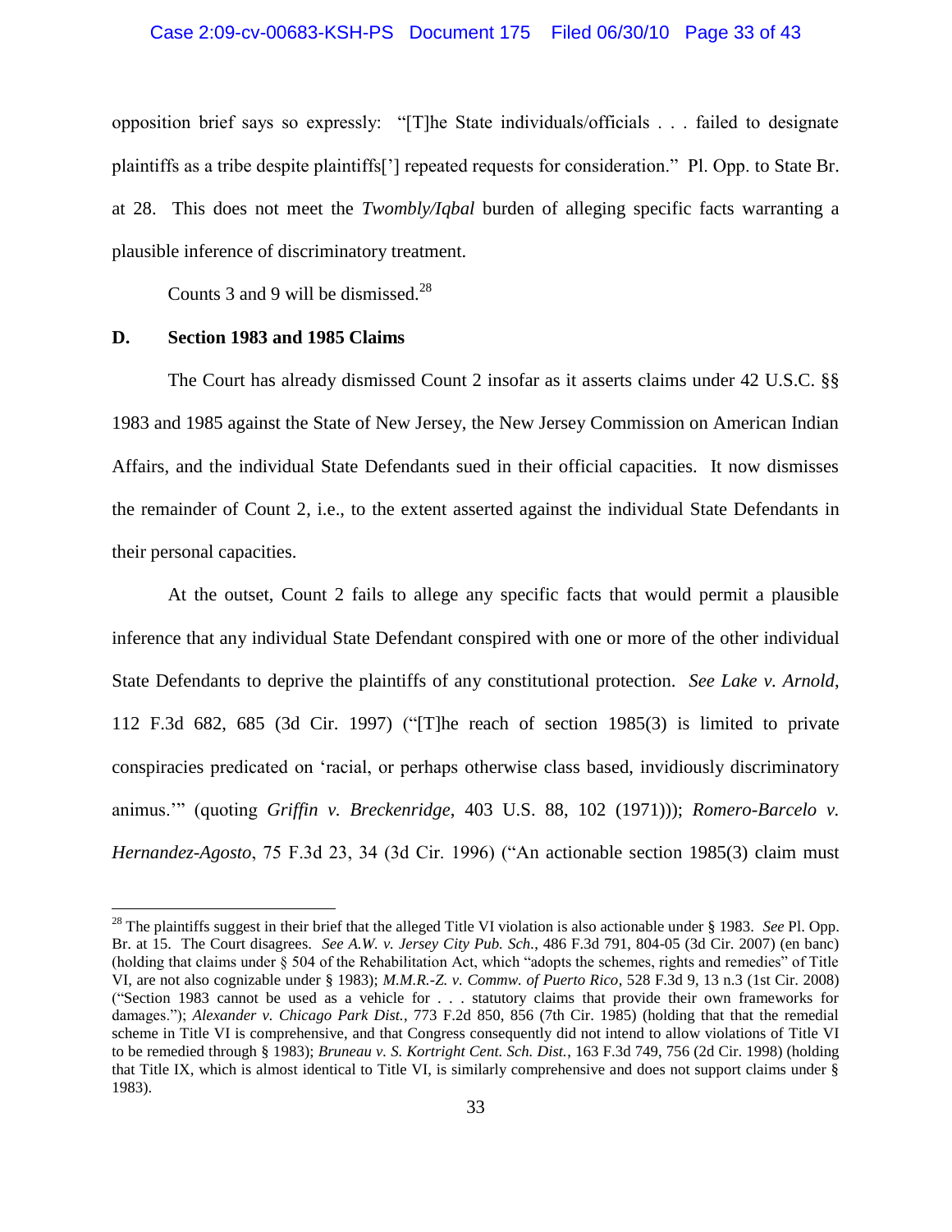opposition brief says so expressly: "[T]he State individuals/officials . . . failed to designate plaintiffs as a tribe despite plaintiffs['] repeated requests for consideration." Pl. Opp. to State Br. at 28. This does not meet the *Twombly/Iqbal* burden of alleging specific facts warranting a plausible inference of discriminatory treatment.

Counts 3 and 9 will be dismissed.[28]

**D. Section 1983 and 1985 Claims**

The Court has already dismissed Count 2 insofar as it asserts claims under 42 U.S.C. §§ 1983 and 1985 against the State of New Jersey, the New Jersey Commission on American Indian Affairs, and the individual State Defendants sued in their official capacities. It now dismisses the remainder of Count 2, i.e., to the extent asserted against the individual State Defendants in their personal capacities.

At the outset, Count 2 fails to allege any specific facts that would permit a plausible inference that any individual State Defendant conspired with one or more of the other individual State Defendants to deprive the plaintiffs of any constitutional protection. *See Lake v. Arnold*, 112 F.3d 682, 685 (3d Cir. 1997) ("[T]he reach of section 1985(3) is limited to private conspiracies predicated on 'racial, or perhaps otherwise class based, invidiously discriminatory animus.'" (quoting *Griffin v. Breckenridge*, 403 U.S. 88, 102 (1971))); *Romero-Barcelo v. Hernandez-Agosto*, 75 F.3d 23, 34 (3d Cir. 1996) ("An actionable section 1985(3) claim must

---

[28] The plaintiffs suggest in their brief that the alleged Title VI violation is also actionable under § 1983. *See* Pl. Opp. Br. at 15. The Court disagrees. *See A.W. v. Jersey City Pub. Sch.*, 486 F.3d 791, 804-05 (3d Cir. 2007) (en banc) (holding that claims under § 504 of the Rehabilitation Act, which "adopts the schemes, rights and remedies" of Title VI, are not also cognizable under § 1983); *M.M.R.-Z. v. Commw. of Puerto Rico*, 528 F.3d 9, 13 n.3 (1st Cir. 2008) ("Section 1983 cannot be used as a vehicle for . . . statutory claims that provide their own frameworks for damages."); *Alexander v. Chicago Park Dist.*, 773 F.2d 850, 856 (7th Cir. 1985) (holding that that the remedial scheme in Title VI is comprehensive, and that Congress consequently did not intend to allow violations of Title VI to be remedied through § 1983); *Bruneau v. S. Kortright Cent. Sch. Dist.*, 163 F.3d 749, 756 (2d Cir. 1998) (holding that Title IX, which is almost identical to Title VI, is similarly comprehensive and does not support claims under § 1983).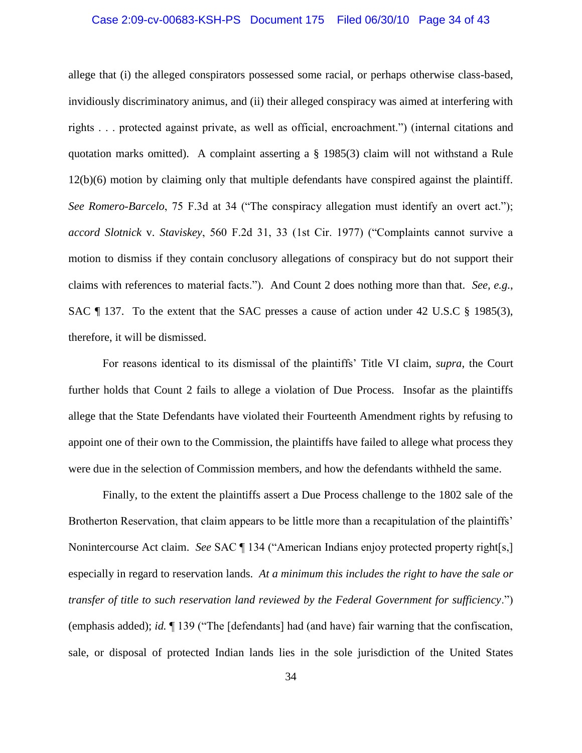allege that (i) the alleged conspirators possessed some racial, or perhaps otherwise class-based, invidiously discriminatory animus, and (ii) their alleged conspiracy was aimed at interfering with rights . . . protected against private, as well as official, encroachment.") (internal citations and quotation marks omitted). A complaint asserting a § 1985(3) claim will not withstand a Rule 12(b)(6) motion by claiming only that multiple defendants have conspired against the plaintiff. *See Romero-Barcelo*, 75 F.3d at 34 ("The conspiracy allegation must identify an overt act."); *accord Slotnick* v. *Staviskey*, 560 F.2d 31, 33 (1st Cir. 1977) ("Complaints cannot survive a motion to dismiss if they contain conclusory allegations of conspiracy but do not support their claims with references to material facts."). And Count 2 does nothing more than that. *See, e.g.*, SAC ¶ 137. To the extent that the SAC presses a cause of action under 42 U.S.C § 1985(3), therefore, it will be dismissed.

For reasons identical to its dismissal of the plaintiffs' Title VI claim, *supra*, the Court further holds that Count 2 fails to allege a violation of Due Process. Insofar as the plaintiffs allege that the State Defendants have violated their Fourteenth Amendment rights by refusing to appoint one of their own to the Commission, the plaintiffs have failed to allege what process they were due in the selection of Commission members, and how the defendants withheld the same.

Finally, to the extent the plaintiffs assert a Due Process challenge to the 1802 sale of the Brotherton Reservation, that claim appears to be little more than a recapitulation of the plaintiffs' Nonintercourse Act claim. *See* SAC ¶ 134 ("American Indians enjoy protected property right[s,] especially in regard to reservation lands. *At a minimum this includes the right to have the sale or transfer of title to such reservation land reviewed by the Federal Government for sufficiency*.") (emphasis added); *id.* ¶ 139 ("The [defendants] had (and have) fair warning that the confiscation, sale, or disposal of protected Indian lands lies in the sole jurisdiction of the United States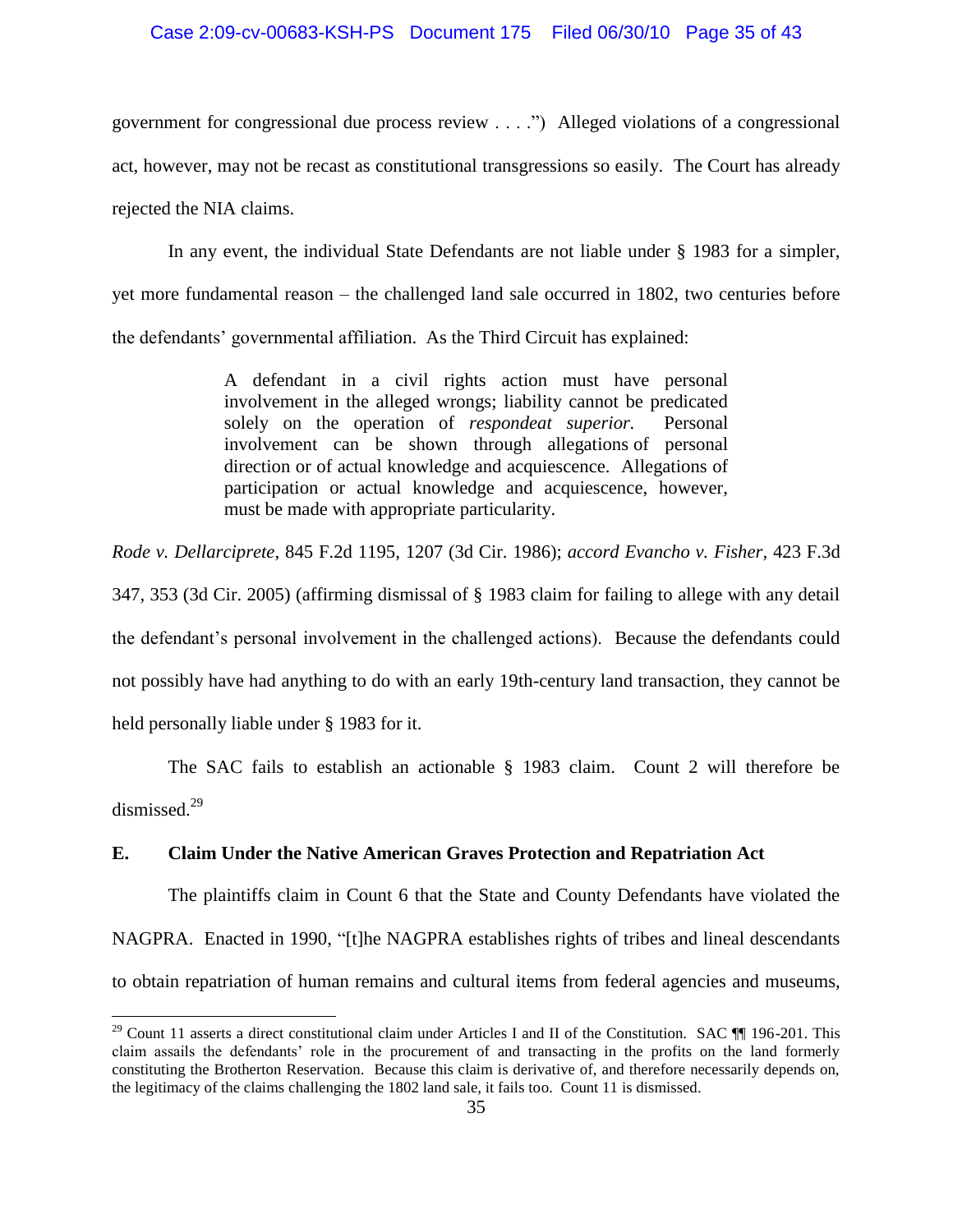government for congressional due process review . . . .") Alleged violations of a congressional act, however, may not be recast as constitutional transgressions so easily. The Court has already rejected the NIA claims.

In any event, the individual State Defendants are not liable under § 1983 for a simpler, yet more fundamental reason – the challenged land sale occurred in 1802, two centuries before the defendants' governmental affiliation. As the Third Circuit has explained:

> A defendant in a civil rights action must have personal involvement in the alleged wrongs; liability cannot be predicated solely on the operation of *respondeat superior.* Personal involvement can be shown through allegations of personal direction or of actual knowledge and acquiescence. Allegations of participation or actual knowledge and acquiescence, however, must be made with appropriate particularity.

*Rode v. Dellarciprete*, 845 F.2d 1195, 1207 (3d Cir. 1986); *accord Evancho v. Fisher*, 423 F.3d 347, 353 (3d Cir. 2005) (affirming dismissal of § 1983 claim for failing to allege with any detail the defendant's personal involvement in the challenged actions). Because the defendants could not possibly have had anything to do with an early 19th-century land transaction, they cannot be held personally liable under § 1983 for it.

The SAC fails to establish an actionable § 1983 claim. Count 2 will therefore be dismissed.[29]

### E. Claim Under the Native American Graves Protection and Repatriation Act

The plaintiffs claim in Count 6 that the State and County Defendants have violated the NAGPRA. Enacted in 1990, "[t]he NAGPRA establishes rights of tribes and lineal descendants to obtain repatriation of human remains and cultural items from federal agencies and museums,

---

[29] Count 11 asserts a direct constitutional claim under Articles I and II of the Constitution. SAC ¶¶ 196-201. This claim assails the defendants' role in the procurement of and transacting in the profits on the land formerly constituting the Brotherton Reservation. Because this claim is derivative of, and therefore necessarily depends on, the legitimacy of the claims challenging the 1802 land sale, it fails too. Count 11 is dismissed.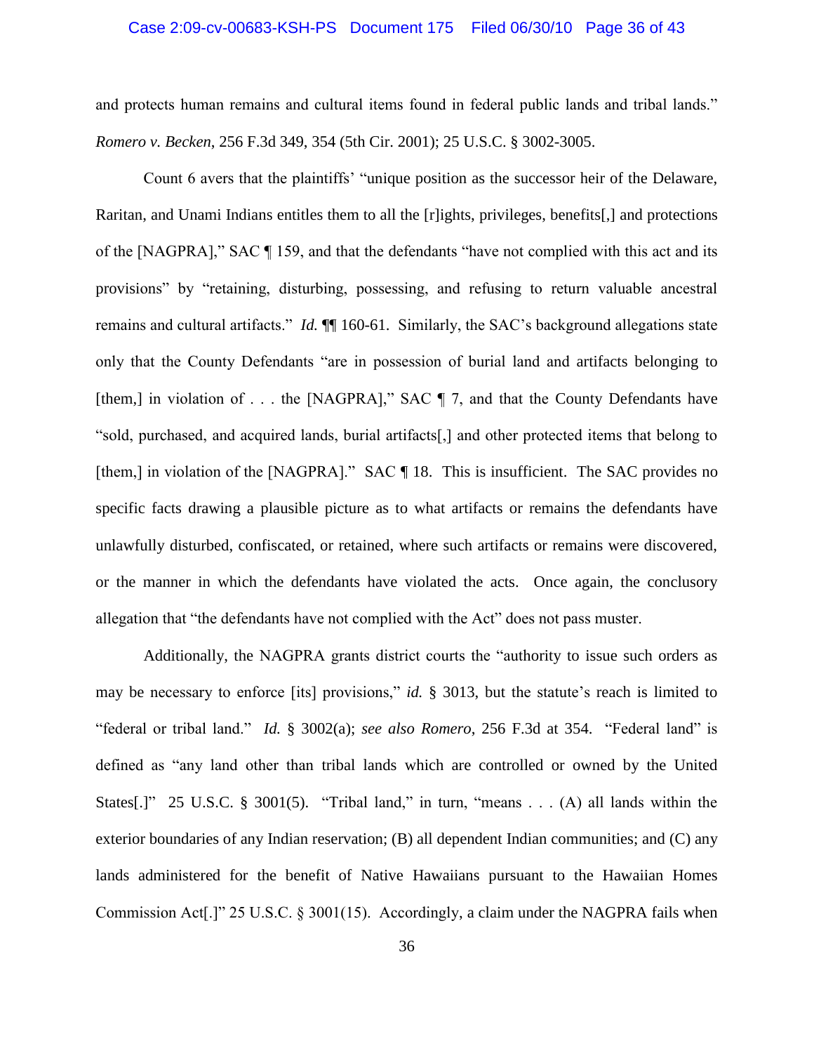and protects human remains and cultural items found in federal public lands and tribal lands." *Romero v. Becken*, 256 F.3d 349, 354 (5th Cir. 2001); 25 U.S.C. § 3002-3005.

Count 6 avers that the plaintiffs' "unique position as the successor heir of the Delaware, Raritan, and Unami Indians entitles them to all the [r]ights, privileges, benefits[,] and protections of the [NAGPRA]," SAC ¶ 159, and that the defendants "have not complied with this act and its provisions" by "retaining, disturbing, possessing, and refusing to return valuable ancestral remains and cultural artifacts." *Id.* ¶¶ 160-61. Similarly, the SAC's background allegations state only that the County Defendants "are in possession of burial land and artifacts belonging to [them,] in violation of . . . the [NAGPRA]," SAC ¶ 7, and that the County Defendants have "sold, purchased, and acquired lands, burial artifacts[,] and other protected items that belong to [them,] in violation of the [NAGPRA]." SAC ¶ 18. This is insufficient. The SAC provides no specific facts drawing a plausible picture as to what artifacts or remains the defendants have unlawfully disturbed, confiscated, or retained, where such artifacts or remains were discovered, or the manner in which the defendants have violated the acts. Once again, the conclusory allegation that "the defendants have not complied with the Act" does not pass muster.

Additionally, the NAGPRA grants district courts the "authority to issue such orders as may be necessary to enforce [its] provisions," *id.* § 3013, but the statute's reach is limited to "federal or tribal land." *Id.* § 3002(a); *see also Romero*, 256 F.3d at 354. "Federal land" is defined as "any land other than tribal lands which are controlled or owned by the United States[.]" 25 U.S.C. § 3001(5). "Tribal land," in turn, "means . . . (A) all lands within the exterior boundaries of any Indian reservation; (B) all dependent Indian communities; and (C) any lands administered for the benefit of Native Hawaiians pursuant to the Hawaiian Homes Commission Act[.]" 25 U.S.C. § 3001(15). Accordingly, a claim under the NAGPRA fails when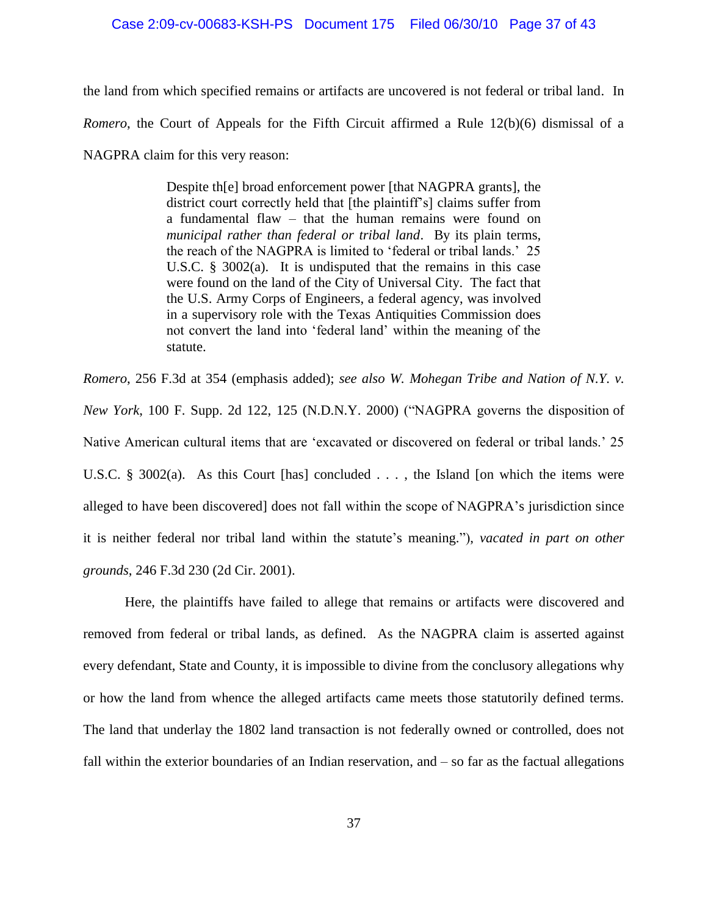the land from which specified remains or artifacts are uncovered is not federal or tribal land. In *Romero*, the Court of Appeals for the Fifth Circuit affirmed a Rule 12(b)(6) dismissal of a NAGPRA claim for this very reason:

> Despite th[e] broad enforcement power [that NAGPRA grants], the district court correctly held that [the plaintiff's] claims suffer from a fundamental flaw – that the human remains were found on *municipal rather than federal or tribal land*. By its plain terms, the reach of the NAGPRA is limited to 'federal or tribal lands.' 25 U.S.C. § 3002(a). It is undisputed that the remains in this case were found on the land of the City of Universal City. The fact that the U.S. Army Corps of Engineers, a federal agency, was involved in a supervisory role with the Texas Antiquities Commission does not convert the land into 'federal land' within the meaning of the statute.

*Romero*, 256 F.3d at 354 (emphasis added); *see also W. Mohegan Tribe and Nation of N.Y. v. New York*, 100 F. Supp. 2d 122, 125 (N.D.N.Y. 2000) ("NAGPRA governs the disposition of Native American cultural items that are 'excavated or discovered on federal or tribal lands.' 25 U.S.C. § 3002(a). As this Court [has] concluded . . . , the Island [on which the items were alleged to have been discovered] does not fall within the scope of NAGPRA's jurisdiction since it is neither federal nor tribal land within the statute's meaning."), *vacated in part on other grounds*, 246 F.3d 230 (2d Cir. 2001).

Here, the plaintiffs have failed to allege that remains or artifacts were discovered and removed from federal or tribal lands, as defined. As the NAGPRA claim is asserted against every defendant, State and County, it is impossible to divine from the conclusory allegations why or how the land from whence the alleged artifacts came meets those statutorily defined terms. The land that underlay the 1802 land transaction is not federally owned or controlled, does not fall within the exterior boundaries of an Indian reservation, and – so far as the factual allegations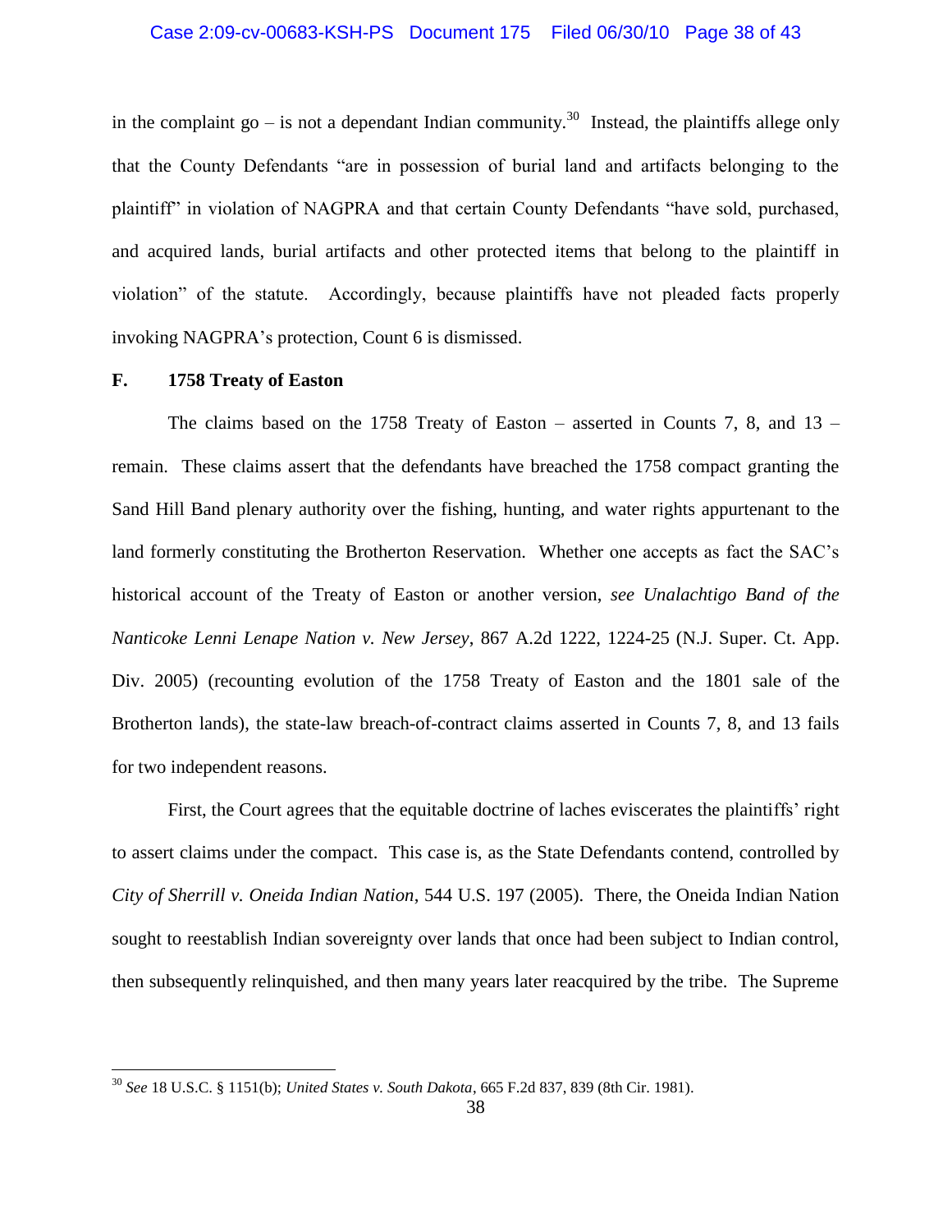in the complaint go – is not a dependant Indian community.[30] Instead, the plaintiffs allege only that the County Defendants "are in possession of burial land and artifacts belonging to the plaintiff" in violation of NAGPRA and that certain County Defendants "have sold, purchased, and acquired lands, burial artifacts and other protected items that belong to the plaintiff in violation" of the statute. Accordingly, because plaintiffs have not pleaded facts properly invoking NAGPRA's protection, Count 6 is dismissed.

**F. 1758 Treaty of Easton**

The claims based on the 1758 Treaty of Easton – asserted in Counts 7, 8, and 13 – remain. These claims assert that the defendants have breached the 1758 compact granting the Sand Hill Band plenary authority over the fishing, hunting, and water rights appurtenant to the land formerly constituting the Brotherton Reservation. Whether one accepts as fact the SAC's historical account of the Treaty of Easton or another version, *see Unalachtigo Band of the Nanticoke Lenni Lenape Nation v. New Jersey*, 867 A.2d 1222, 1224-25 (N.J. Super. Ct. App. Div. 2005) (recounting evolution of the 1758 Treaty of Easton and the 1801 sale of the Brotherton lands), the state-law breach-of-contract claims asserted in Counts 7, 8, and 13 fails for two independent reasons.

First, the Court agrees that the equitable doctrine of laches eviscerates the plaintiffs' right to assert claims under the compact. This case is, as the State Defendants contend, controlled by *City of Sherrill v. Oneida Indian Nation*, 544 U.S. 197 (2005). There, the Oneida Indian Nation sought to reestablish Indian sovereignty over lands that once had been subject to Indian control, then subsequently relinquished, and then many years later reacquired by the tribe. The Supreme

---

[30] *See* 18 U.S.C. § 1151(b); *United States v. South Dakota*, 665 F.2d 837, 839 (8th Cir. 1981).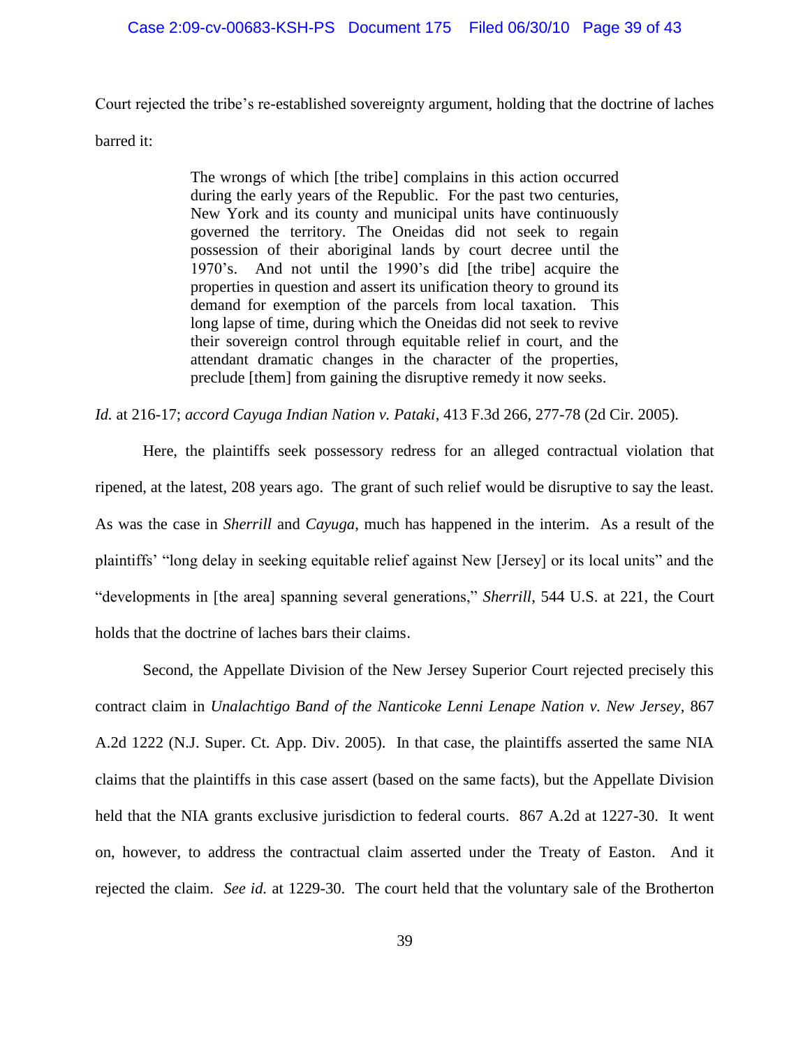Court rejected the tribe's re-established sovereignty argument, holding that the doctrine of laches barred it:

> The wrongs of which [the tribe] complains in this action occurred during the early years of the Republic. For the past two centuries, New York and its county and municipal units have continuously governed the territory. The Oneidas did not seek to regain possession of their aboriginal lands by court decree until the 1970's. And not until the 1990's did [the tribe] acquire the properties in question and assert its unification theory to ground its demand for exemption of the parcels from local taxation. This long lapse of time, during which the Oneidas did not seek to revive their sovereign control through equitable relief in court, and the attendant dramatic changes in the character of the properties, preclude [them] from gaining the disruptive remedy it now seeks.

*Id.* at 216-17; *accord Cayuga Indian Nation v. Pataki*, 413 F.3d 266, 277-78 (2d Cir. 2005).

Here, the plaintiffs seek possessory redress for an alleged contractual violation that ripened, at the latest, 208 years ago. The grant of such relief would be disruptive to say the least. As was the case in *Sherrill* and *Cayuga*, much has happened in the interim. As a result of the plaintiffs' "long delay in seeking equitable relief against New [Jersey] or its local units" and the "developments in [the area] spanning several generations," *Sherrill*, 544 U.S. at 221, the Court holds that the doctrine of laches bars their claims.

Second, the Appellate Division of the New Jersey Superior Court rejected precisely this contract claim in *Unalachtigo Band of the Nanticoke Lenni Lenape Nation v. New Jersey*, 867 A.2d 1222 (N.J. Super. Ct. App. Div. 2005). In that case, the plaintiffs asserted the same NIA claims that the plaintiffs in this case assert (based on the same facts), but the Appellate Division held that the NIA grants exclusive jurisdiction to federal courts. 867 A.2d at 1227-30. It went on, however, to address the contractual claim asserted under the Treaty of Easton. And it rejected the claim. *See id.* at 1229-30. The court held that the voluntary sale of the Brotherton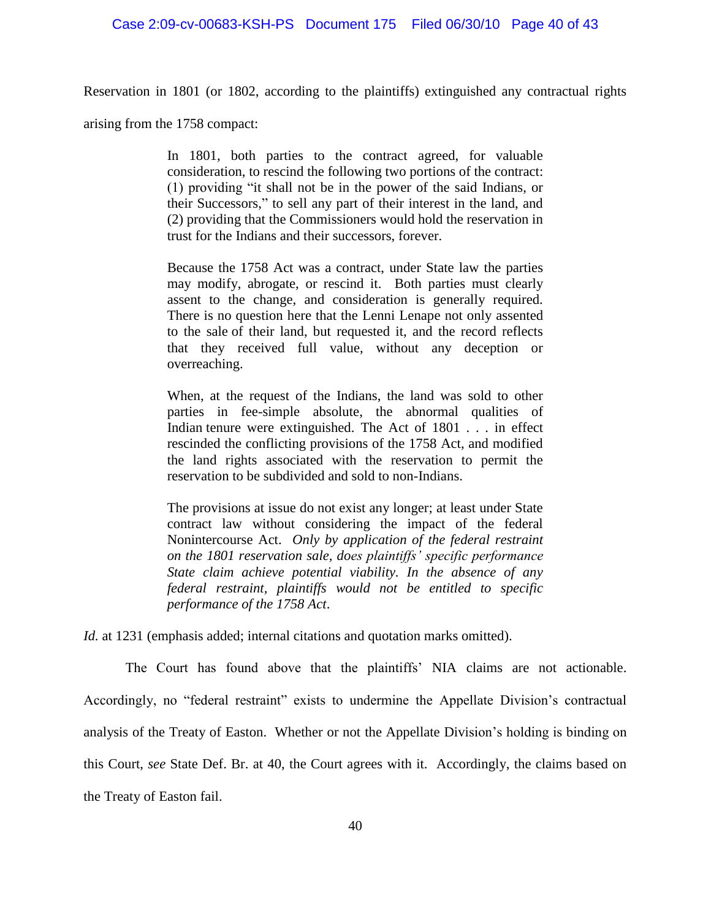Reservation in 1801 (or 1802, according to the plaintiffs) extinguished any contractual rights arising from the 1758 compact:

> In 1801, both parties to the contract agreed, for valuable consideration, to rescind the following two portions of the contract: (1) providing "it shall not be in the power of the said Indians, or their Successors," to sell any part of their interest in the land, and (2) providing that the Commissioners would hold the reservation in trust for the Indians and their successors, forever.
>
> Because the 1758 Act was a contract, under State law the parties may modify, abrogate, or rescind it. Both parties must clearly assent to the change, and consideration is generally required. There is no question here that the Lenni Lenape not only assented to the sale of their land, but requested it, and the record reflects that they received full value, without any deception or overreaching.
>
> When, at the request of the Indians, the land was sold to other parties in fee-simple absolute, the abnormal qualities of Indian tenure were extinguished. The Act of 1801 . . . in effect rescinded the conflicting provisions of the 1758 Act, and modified the land rights associated with the reservation to permit the reservation to be subdivided and sold to non-Indians.
>
> The provisions at issue do not exist any longer; at least under State contract law without considering the impact of the federal Nonintercourse Act. *Only by application of the federal restraint on the 1801 reservation sale, does plaintiffs' specific performance State claim achieve potential viability. In the absence of any federal restraint, plaintiffs would not be entitled to specific performance of the 1758 Act*.

*Id.* at 1231 (emphasis added; internal citations and quotation marks omitted).

The Court has found above that the plaintiffs' NIA claims are not actionable. Accordingly, no "federal restraint" exists to undermine the Appellate Division's contractual analysis of the Treaty of Easton. Whether or not the Appellate Division's holding is binding on this Court, *see* State Def. Br. at 40, the Court agrees with it. Accordingly, the claims based on the Treaty of Easton fail.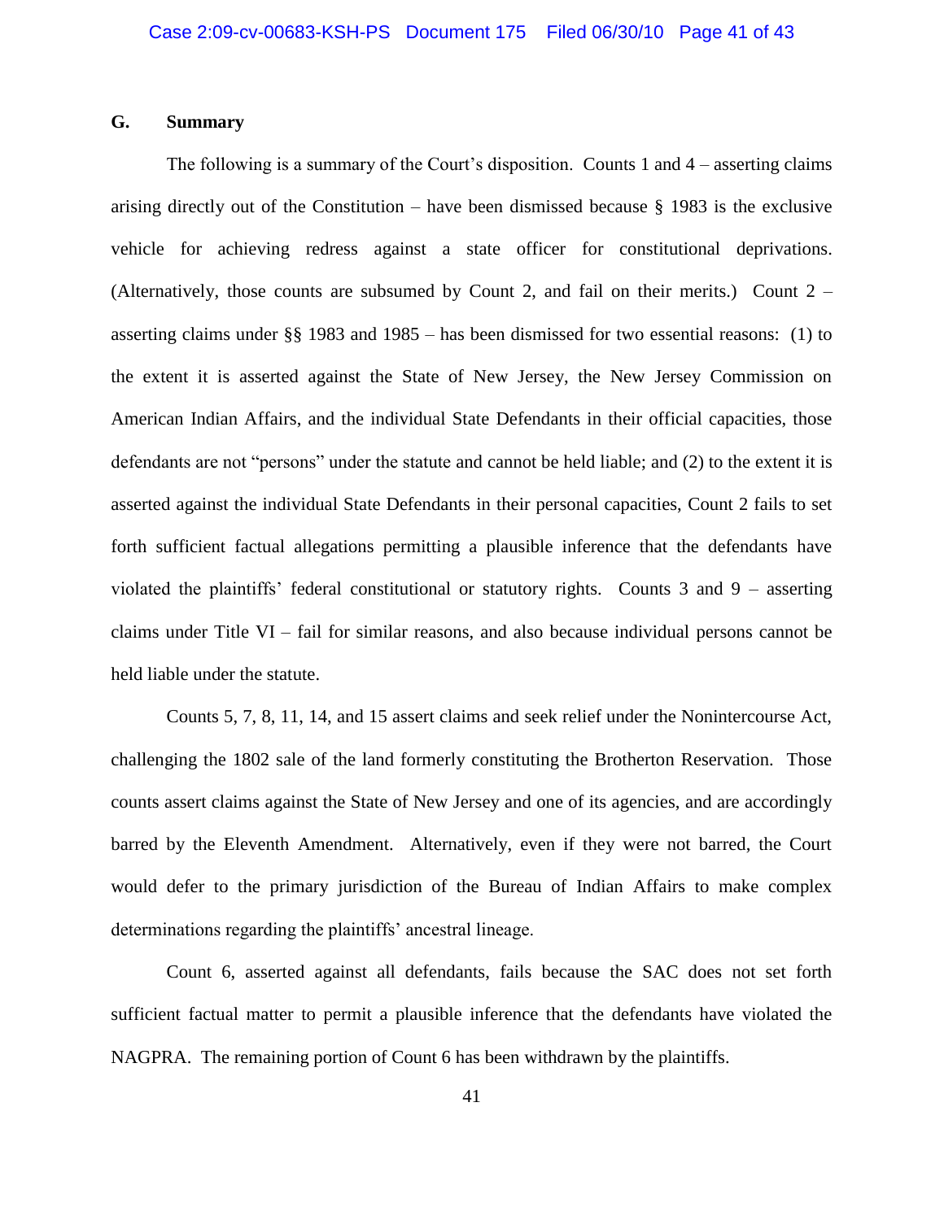### G. Summary

The following is a summary of the Court's disposition. Counts 1 and 4 – asserting claims arising directly out of the Constitution – have been dismissed because § 1983 is the exclusive vehicle for achieving redress against a state officer for constitutional deprivations. (Alternatively, those counts are subsumed by Count 2, and fail on their merits.) Count 2 – asserting claims under §§ 1983 and 1985 – has been dismissed for two essential reasons: (1) to the extent it is asserted against the State of New Jersey, the New Jersey Commission on American Indian Affairs, and the individual State Defendants in their official capacities, those defendants are not "persons" under the statute and cannot be held liable; and (2) to the extent it is asserted against the individual State Defendants in their personal capacities, Count 2 fails to set forth sufficient factual allegations permitting a plausible inference that the defendants have violated the plaintiffs' federal constitutional or statutory rights. Counts 3 and 9 – asserting claims under Title VI – fail for similar reasons, and also because individual persons cannot be held liable under the statute.

Counts 5, 7, 8, 11, 14, and 15 assert claims and seek relief under the Nonintercourse Act, challenging the 1802 sale of the land formerly constituting the Brotherton Reservation. Those counts assert claims against the State of New Jersey and one of its agencies, and are accordingly barred by the Eleventh Amendment. Alternatively, even if they were not barred, the Court would defer to the primary jurisdiction of the Bureau of Indian Affairs to make complex determinations regarding the plaintiffs' ancestral lineage.

Count 6, asserted against all defendants, fails because the SAC does not set forth sufficient factual matter to permit a plausible inference that the defendants have violated the NAGPRA. The remaining portion of Count 6 has been withdrawn by the plaintiffs.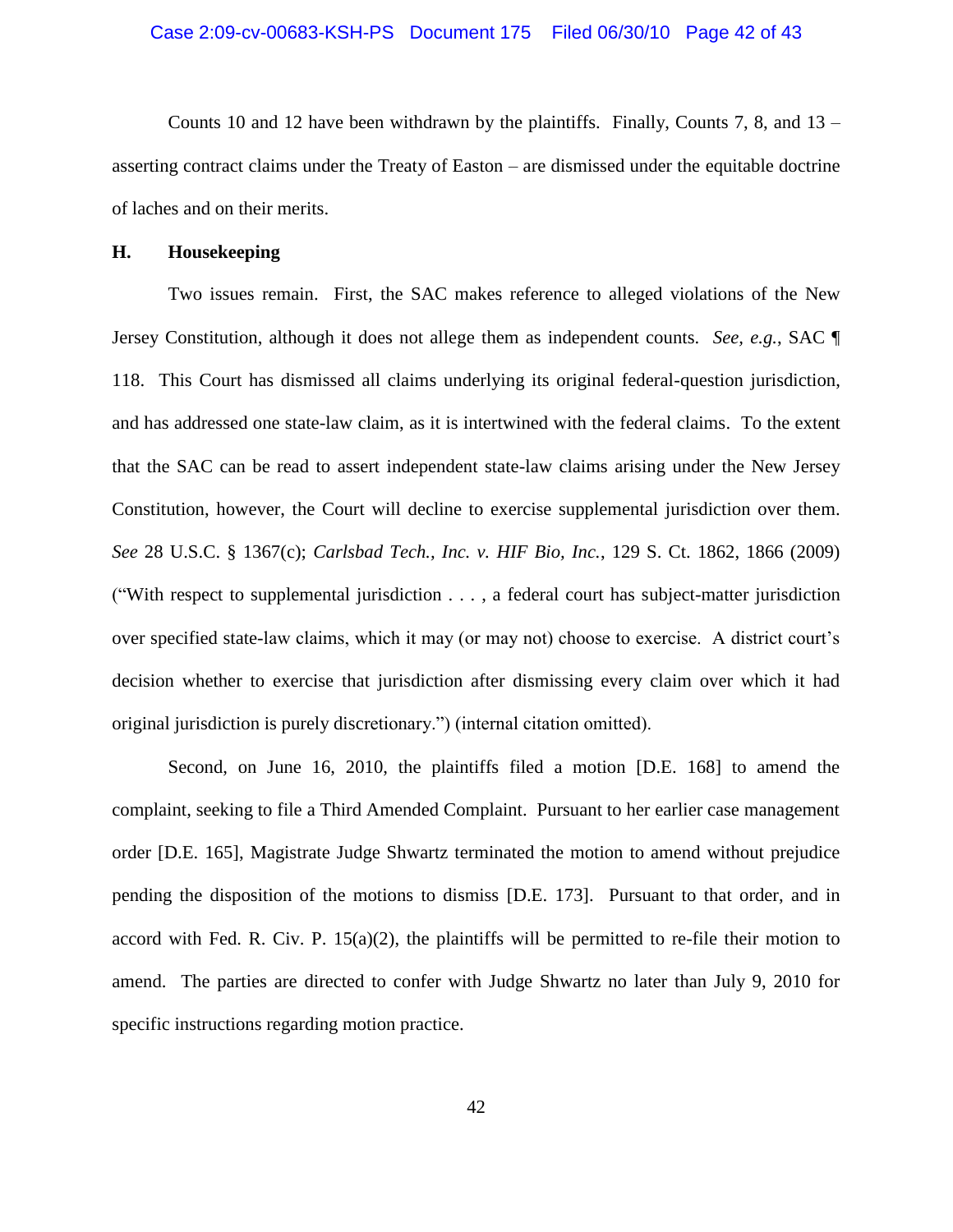Counts 10 and 12 have been withdrawn by the plaintiffs. Finally, Counts 7, 8, and 13 – asserting contract claims under the Treaty of Easton – are dismissed under the equitable doctrine of laches and on their merits.

### H. Housekeeping

Two issues remain. First, the SAC makes reference to alleged violations of the New Jersey Constitution, although it does not allege them as independent counts. *See, e.g.*, SAC ¶ 118. This Court has dismissed all claims underlying its original federal-question jurisdiction, and has addressed one state-law claim, as it is intertwined with the federal claims. To the extent that the SAC can be read to assert independent state-law claims arising under the New Jersey Constitution, however, the Court will decline to exercise supplemental jurisdiction over them. *See* 28 U.S.C. § 1367(c); *Carlsbad Tech., Inc. v. HIF Bio, Inc.*, 129 S. Ct. 1862, 1866 (2009) ("With respect to supplemental jurisdiction . . . , a federal court has subject-matter jurisdiction over specified state-law claims, which it may (or may not) choose to exercise. A district court's decision whether to exercise that jurisdiction after dismissing every claim over which it had original jurisdiction is purely discretionary.") (internal citation omitted).

Second, on June 16, 2010, the plaintiffs filed a motion [D.E. 168] to amend the complaint, seeking to file a Third Amended Complaint. Pursuant to her earlier case management order [D.E. 165], Magistrate Judge Shwartz terminated the motion to amend without prejudice pending the disposition of the motions to dismiss [D.E. 173]. Pursuant to that order, and in accord with Fed. R. Civ. P. 15(a)(2), the plaintiffs will be permitted to re-file their motion to amend. The parties are directed to confer with Judge Shwartz no later than July 9, 2010 for specific instructions regarding motion practice.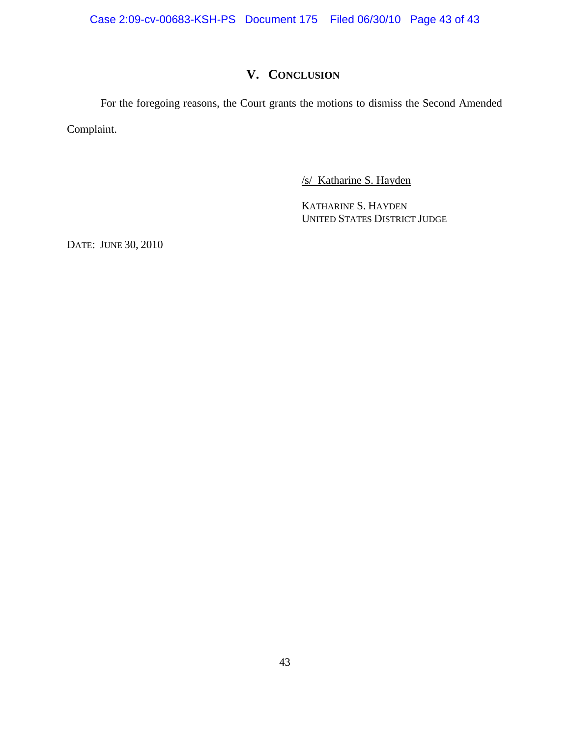## V. CONCLUSION

For the foregoing reasons, the Court grants the motions to dismiss the Second Amended Complaint.

/s/ Katharine S. Hayden

KATHARINE S. HAYDEN
UNITED STATES DISTRICT JUDGE

DATE: JUNE 30, 2010